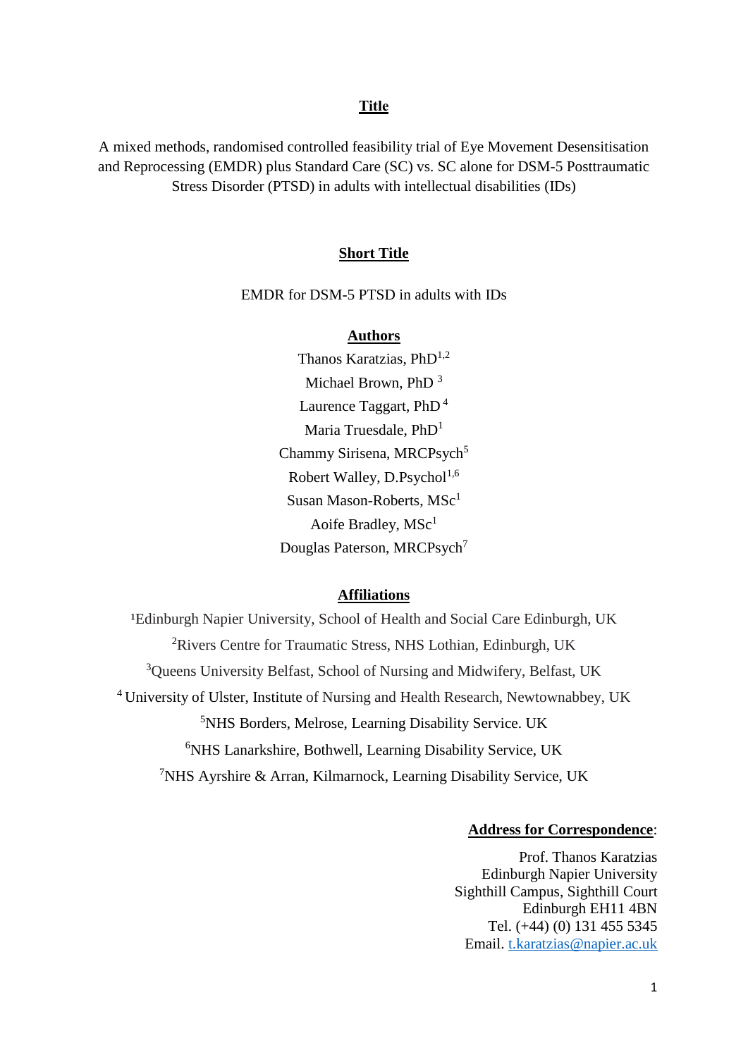## Title

A mixed methods, randomised controlled feasibility trial of Eye Movement Desensitisation and Reprocessing (EMDR) plus Standard Care (SC) vs. SC alone for DSM-5 Posttraumatic Stress Disorder (PTSD) in adults with intellectual disabilities (IDs)

## Short Title

EMDR for DSM-5 PTSD in adults with IDs

## Authors

Thanos Karatzias, PhD[1,2]
Michael Brown, PhD [3]
Laurence Taggart, PhD [4]
Maria Truesdale, PhD[1]
Chammy Sirisena, MRCPsych[5]
Robert Walley, D.Psychol[1,6]
Susan Mason-Roberts, MSc[1]
Aoife Bradley, MSc[1]
Douglas Paterson, MRCPsych[7]

## Affiliations

[1]Edinburgh Napier University, School of Health and Social Care Edinburgh, UK
[2]Rivers Centre for Traumatic Stress, NHS Lothian, Edinburgh, UK
[3]Queens University Belfast, School of Nursing and Midwifery, Belfast, UK
[4] University of Ulster, Institute of Nursing and Health Research, Newtownabbey, UK
[5]NHS Borders, Melrose, Learning Disability Service. UK
[6]NHS Lanarkshire, Bothwell, Learning Disability Service, UK
[7]NHS Ayrshire & Arran, Kilmarnock, Learning Disability Service, UK

**Address for Correspondence**:

Prof. Thanos Karatzias
Edinburgh Napier University
Sighthill Campus, Sighthill Court
Edinburgh EH11 4BN
Tel. (+44) (0) 131 455 5345
Email. t.karatzias@napier.ac.uk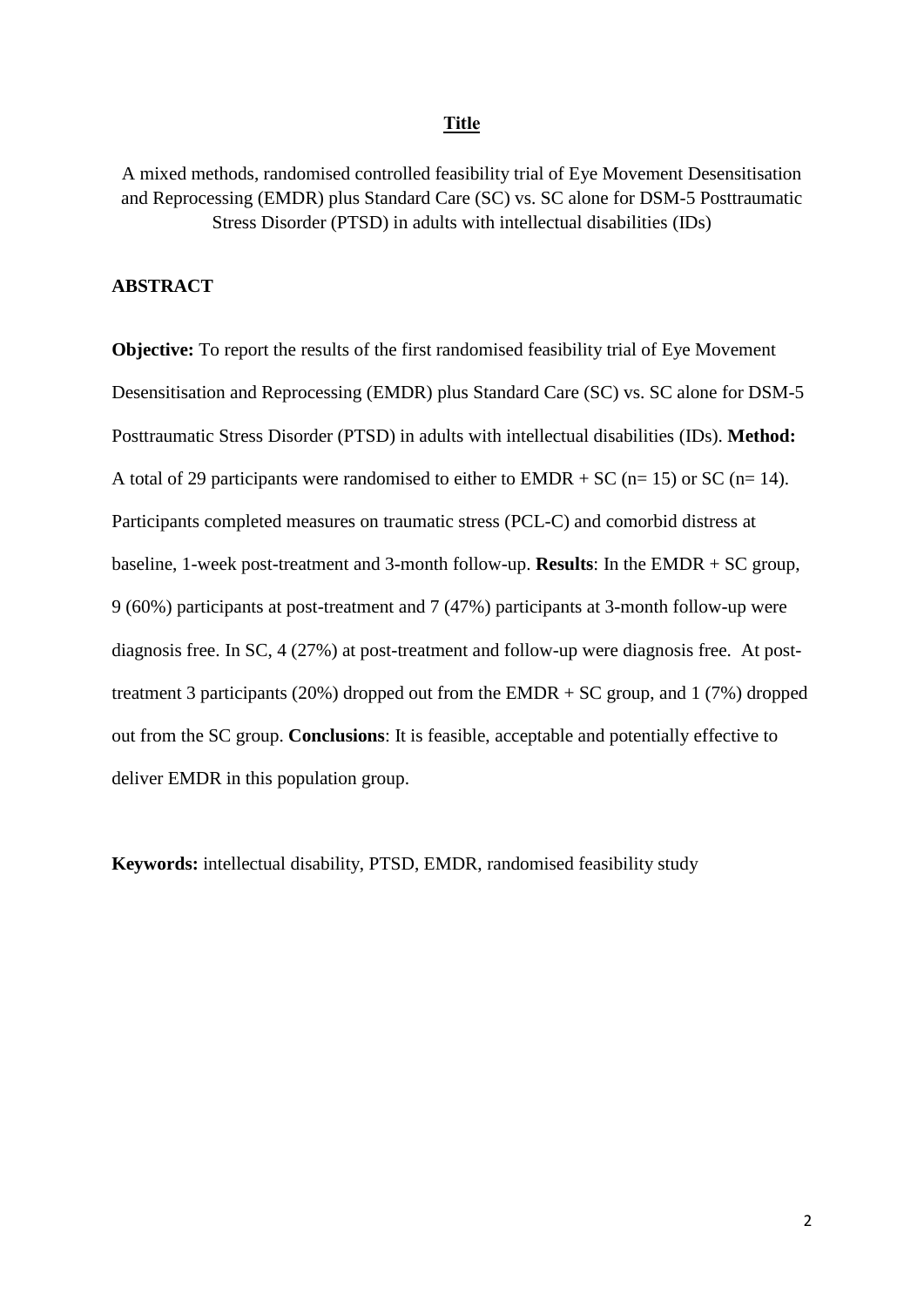## Title

A mixed methods, randomised controlled feasibility trial of Eye Movement Desensitisation and Reprocessing (EMDR) plus Standard Care (SC) vs. SC alone for DSM-5 Posttraumatic Stress Disorder (PTSD) in adults with intellectual disabilities (IDs)

## ABSTRACT

**Objective:** To report the results of the first randomised feasibility trial of Eye Movement Desensitisation and Reprocessing (EMDR) plus Standard Care (SC) vs. SC alone for DSM-5 Posttraumatic Stress Disorder (PTSD) in adults with intellectual disabilities (IDs). **Method:** A total of 29 participants were randomised to either to EMDR + SC (n= 15) or SC (n= 14). Participants completed measures on traumatic stress (PCL-C) and comorbid distress at baseline, 1-week post-treatment and 3-month follow-up. **Results**: In the EMDR + SC group, 9 (60%) participants at post-treatment and 7 (47%) participants at 3-month follow-up were diagnosis free. In SC, 4 (27%) at post-treatment and follow-up were diagnosis free. At post-treatment 3 participants (20%) dropped out from the EMDR + SC group, and 1 (7%) dropped out from the SC group. **Conclusions**: It is feasible, acceptable and potentially effective to deliver EMDR in this population group.

**Keywords:** intellectual disability, PTSD, EMDR, randomised feasibility study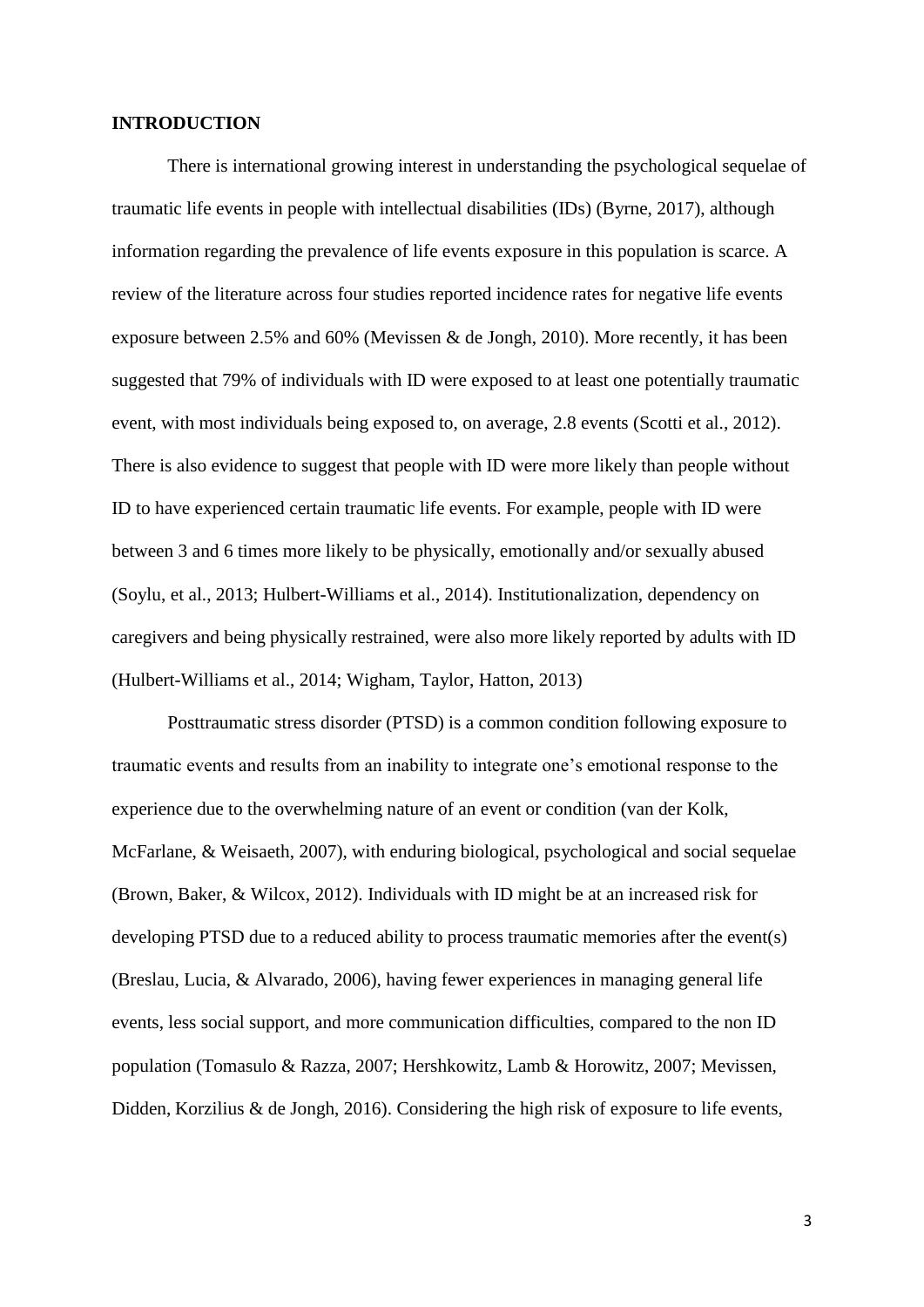## INTRODUCTION

There is international growing interest in understanding the psychological sequelae of traumatic life events in people with intellectual disabilities (IDs) (Byrne, 2017), although information regarding the prevalence of life events exposure in this population is scarce. A review of the literature across four studies reported incidence rates for negative life events exposure between 2.5% and 60% (Mevissen & de Jongh, 2010). More recently, it has been suggested that 79% of individuals with ID were exposed to at least one potentially traumatic event, with most individuals being exposed to, on average, 2.8 events (Scotti et al., 2012). There is also evidence to suggest that people with ID were more likely than people without ID to have experienced certain traumatic life events. For example, people with ID were between 3 and 6 times more likely to be physically, emotionally and/or sexually abused (Soylu, et al., 2013; Hulbert-Williams et al., 2014). Institutionalization, dependency on caregivers and being physically restrained, were also more likely reported by adults with ID (Hulbert-Williams et al., 2014; Wigham, Taylor, Hatton, 2013)

Posttraumatic stress disorder (PTSD) is a common condition following exposure to traumatic events and results from an inability to integrate one's emotional response to the experience due to the overwhelming nature of an event or condition (van der Kolk, McFarlane, & Weisaeth, 2007), with enduring biological, psychological and social sequelae (Brown, Baker, & Wilcox, 2012). Individuals with ID might be at an increased risk for developing PTSD due to a reduced ability to process traumatic memories after the event(s) (Breslau, Lucia, & Alvarado, 2006), having fewer experiences in managing general life events, less social support, and more communication difficulties, compared to the non ID population (Tomasulo & Razza, 2007; Hershkowitz, Lamb & Horowitz, 2007; Mevissen, Didden, Korzilius & de Jongh, 2016). Considering the high risk of exposure to life events,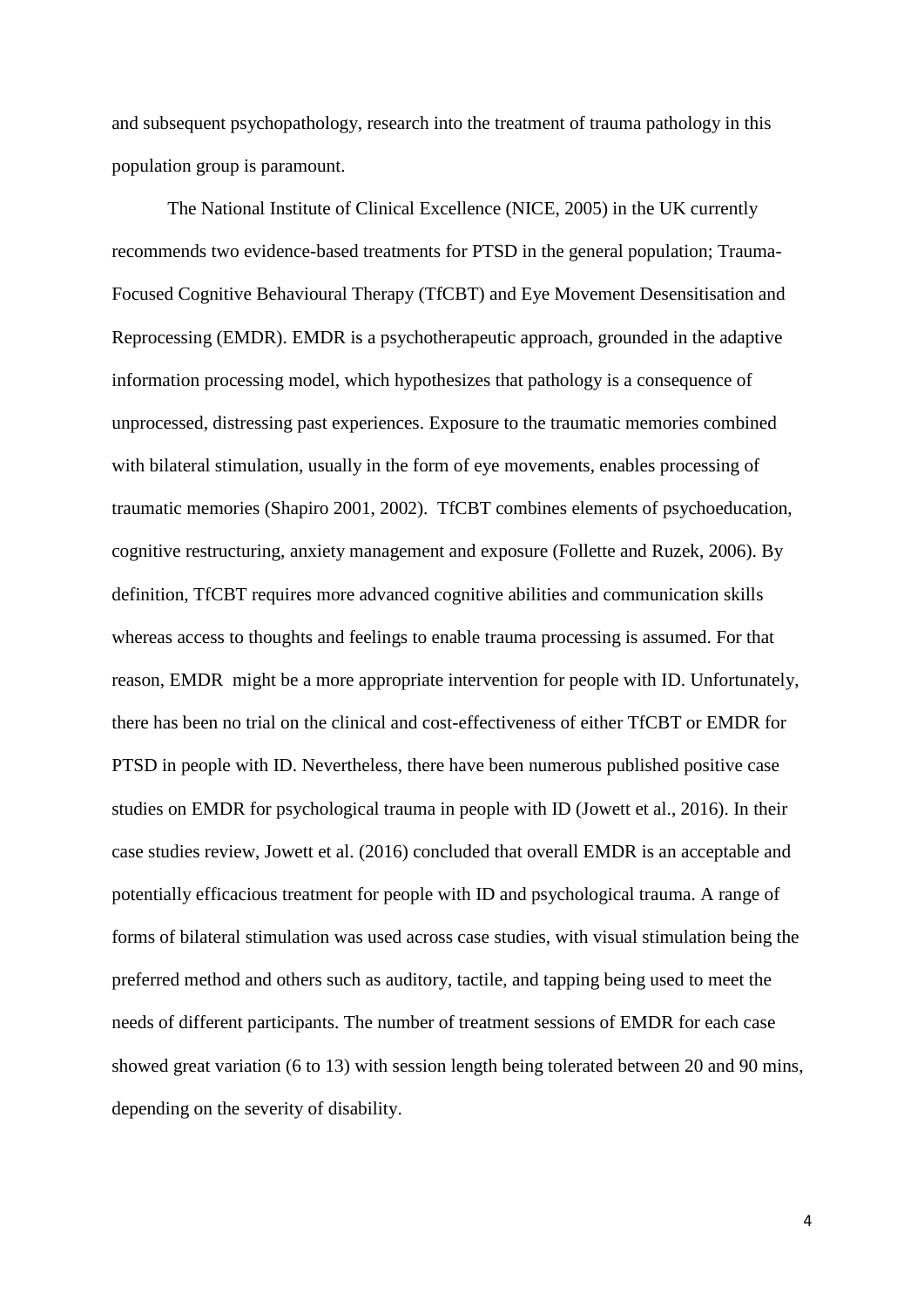and subsequent psychopathology, research into the treatment of trauma pathology in this population group is paramount.

The National Institute of Clinical Excellence (NICE, 2005) in the UK currently recommends two evidence-based treatments for PTSD in the general population; Trauma-Focused Cognitive Behavioural Therapy (TfCBT) and Eye Movement Desensitisation and Reprocessing (EMDR). EMDR is a psychotherapeutic approach, grounded in the adaptive information processing model, which hypothesizes that pathology is a consequence of unprocessed, distressing past experiences. Exposure to the traumatic memories combined with bilateral stimulation, usually in the form of eye movements, enables processing of traumatic memories (Shapiro 2001, 2002). TfCBT combines elements of psychoeducation, cognitive restructuring, anxiety management and exposure (Follette and Ruzek, 2006). By definition, TfCBT requires more advanced cognitive abilities and communication skills whereas access to thoughts and feelings to enable trauma processing is assumed. For that reason, EMDR might be a more appropriate intervention for people with ID. Unfortunately, there has been no trial on the clinical and cost-effectiveness of either TfCBT or EMDR for PTSD in people with ID. Nevertheless, there have been numerous published positive case studies on EMDR for psychological trauma in people with ID (Jowett et al., 2016). In their case studies review, Jowett et al. (2016) concluded that overall EMDR is an acceptable and potentially efficacious treatment for people with ID and psychological trauma. A range of forms of bilateral stimulation was used across case studies, with visual stimulation being the preferred method and others such as auditory, tactile, and tapping being used to meet the needs of different participants. The number of treatment sessions of EMDR for each case showed great variation (6 to 13) with session length being tolerated between 20 and 90 mins, depending on the severity of disability.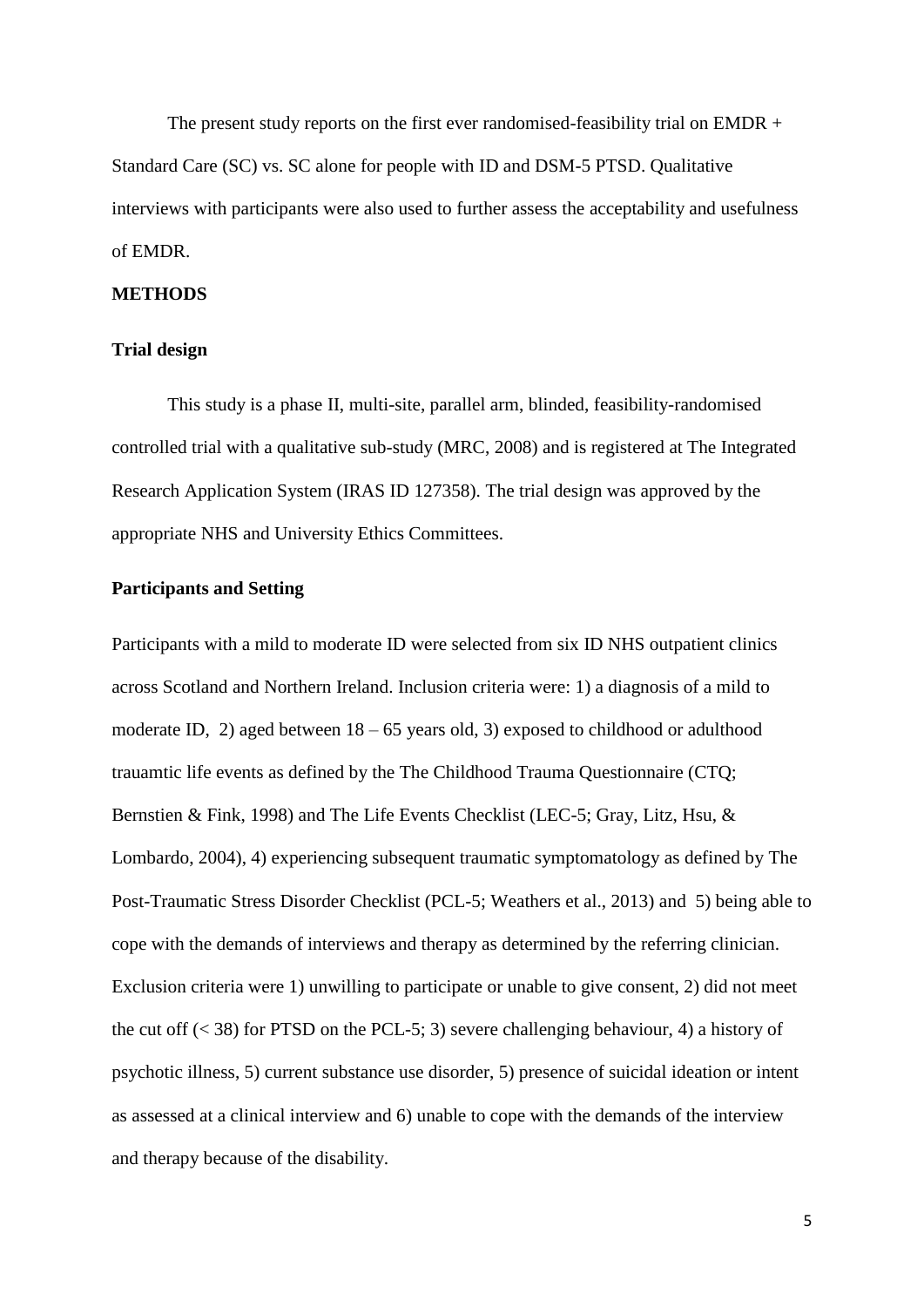The present study reports on the first ever randomised-feasibility trial on EMDR + Standard Care (SC) vs. SC alone for people with ID and DSM-5 PTSD. Qualitative interviews with participants were also used to further assess the acceptability and usefulness of EMDR.

## METHODS

### Trial design

This study is a phase II, multi-site, parallel arm, blinded, feasibility-randomised controlled trial with a qualitative sub-study (MRC, 2008) and is registered at The Integrated Research Application System (IRAS ID 127358). The trial design was approved by the appropriate NHS and University Ethics Committees.

### Participants and Setting

Participants with a mild to moderate ID were selected from six ID NHS outpatient clinics across Scotland and Northern Ireland. Inclusion criteria were: 1) a diagnosis of a mild to moderate ID, 2) aged between 18 – 65 years old, 3) exposed to childhood or adulthood trauamtic life events as defined by the The Childhood Trauma Questionnaire (CTQ; Bernstien & Fink, 1998) and The Life Events Checklist (LEC-5; Gray, Litz, Hsu, & Lombardo, 2004), 4) experiencing subsequent traumatic symptomatology as defined by The Post-Traumatic Stress Disorder Checklist (PCL-5; Weathers et al., 2013) and 5) being able to cope with the demands of interviews and therapy as determined by the referring clinician. Exclusion criteria were 1) unwilling to participate or unable to give consent, 2) did not meet the cut off (< 38) for PTSD on the PCL-5; 3) severe challenging behaviour, 4) a history of psychotic illness, 5) current substance use disorder, 5) presence of suicidal ideation or intent as assessed at a clinical interview and 6) unable to cope with the demands of the interview and therapy because of the disability.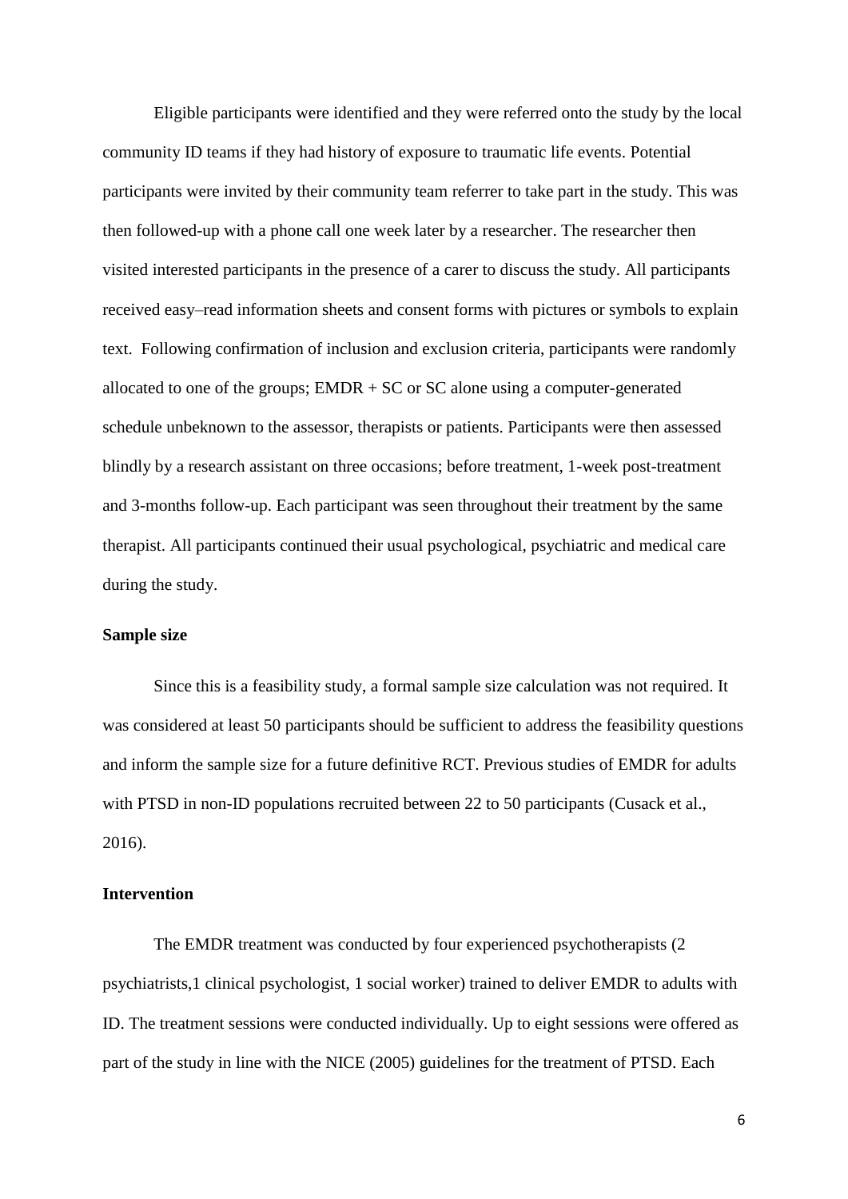Eligible participants were identified and they were referred onto the study by the local community ID teams if they had history of exposure to traumatic life events. Potential participants were invited by their community team referrer to take part in the study. This was then followed-up with a phone call one week later by a researcher. The researcher then visited interested participants in the presence of a carer to discuss the study. All participants received easy–read information sheets and consent forms with pictures or symbols to explain text. Following confirmation of inclusion and exclusion criteria, participants were randomly allocated to one of the groups; EMDR + SC or SC alone using a computer-generated schedule unbeknown to the assessor, therapists or patients. Participants were then assessed blindly by a research assistant on three occasions; before treatment, 1-week post-treatment and 3-months follow-up. Each participant was seen throughout their treatment by the same therapist. All participants continued their usual psychological, psychiatric and medical care during the study.

### Sample size

Since this is a feasibility study, a formal sample size calculation was not required. It was considered at least 50 participants should be sufficient to address the feasibility questions and inform the sample size for a future definitive RCT. Previous studies of EMDR for adults with PTSD in non-ID populations recruited between 22 to 50 participants (Cusack et al., 2016).

### Intervention

The EMDR treatment was conducted by four experienced psychotherapists (2 psychiatrists,1 clinical psychologist, 1 social worker) trained to deliver EMDR to adults with ID. The treatment sessions were conducted individually. Up to eight sessions were offered as part of the study in line with the NICE (2005) guidelines for the treatment of PTSD. Each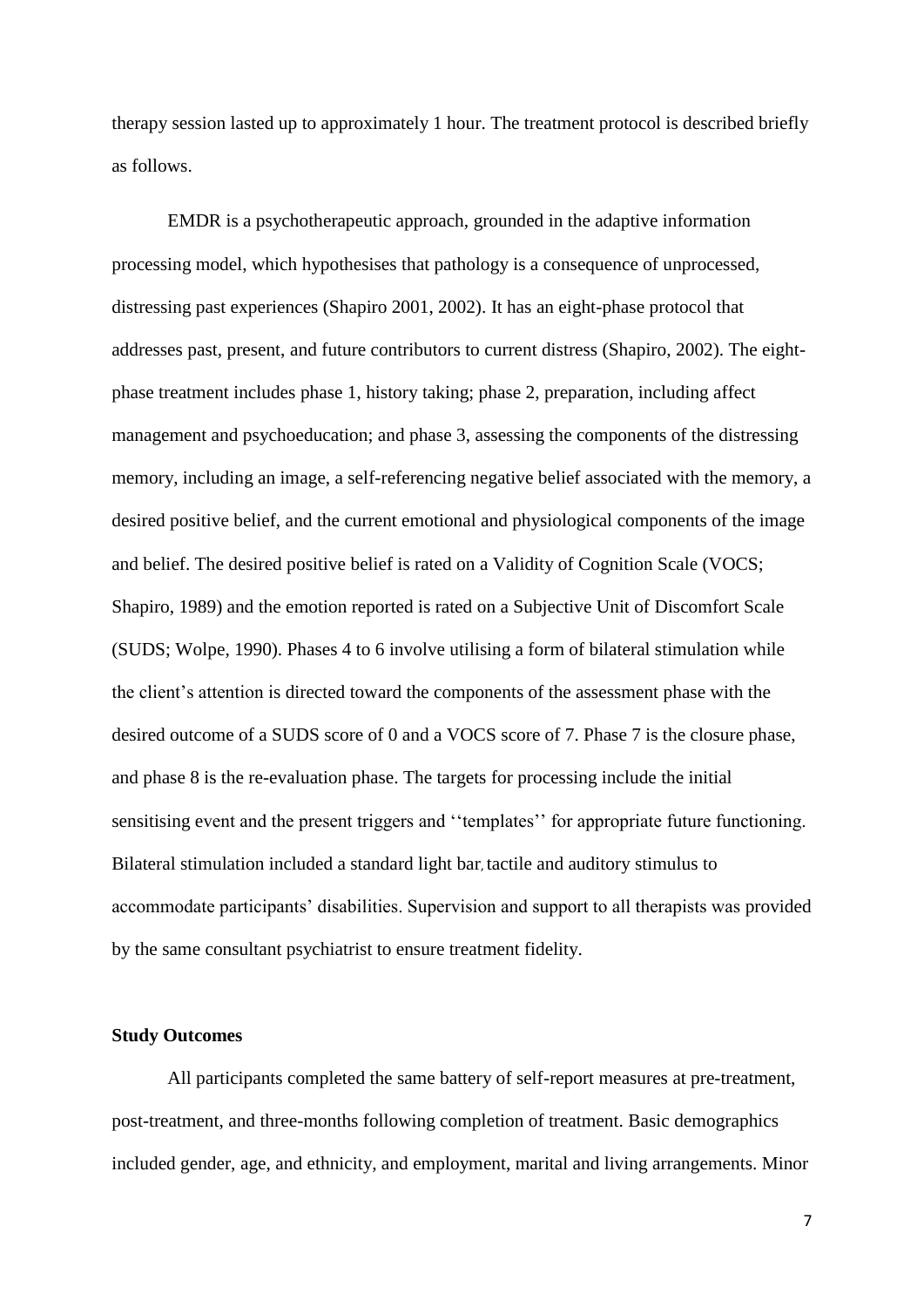therapy session lasted up to approximately 1 hour. The treatment protocol is described briefly as follows.

EMDR is a psychotherapeutic approach, grounded in the adaptive information processing model, which hypothesises that pathology is a consequence of unprocessed, distressing past experiences (Shapiro 2001, 2002). It has an eight-phase protocol that addresses past, present, and future contributors to current distress (Shapiro, 2002). The eight-phase treatment includes phase 1, history taking; phase 2, preparation, including affect management and psychoeducation; and phase 3, assessing the components of the distressing memory, including an image, a self-referencing negative belief associated with the memory, a desired positive belief, and the current emotional and physiological components of the image and belief. The desired positive belief is rated on a Validity of Cognition Scale (VOCS; Shapiro, 1989) and the emotion reported is rated on a Subjective Unit of Discomfort Scale (SUDS; Wolpe, 1990). Phases 4 to 6 involve utilising a form of bilateral stimulation while the client's attention is directed toward the components of the assessment phase with the desired outcome of a SUDS score of 0 and a VOCS score of 7. Phase 7 is the closure phase, and phase 8 is the re-evaluation phase. The targets for processing include the initial sensitising event and the present triggers and ''templates'' for appropriate future functioning. Bilateral stimulation included a standard light bar, tactile and auditory stimulus to accommodate participants' disabilities. Supervision and support to all therapists was provided by the same consultant psychiatrist to ensure treatment fidelity.

### Study Outcomes

All participants completed the same battery of self-report measures at pre-treatment, post-treatment, and three-months following completion of treatment. Basic demographics included gender, age, and ethnicity, and employment, marital and living arrangements. Minor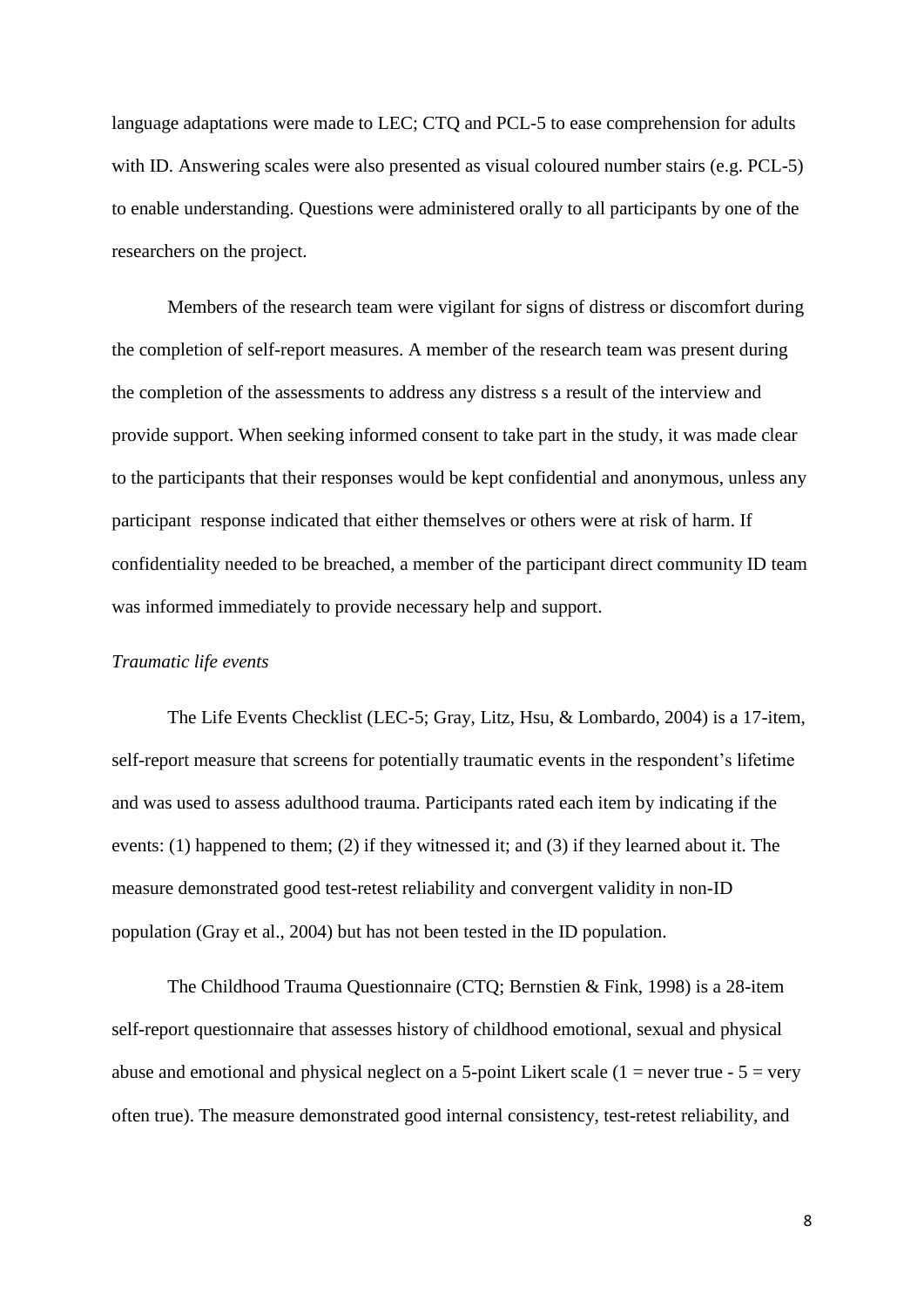language adaptations were made to LEC; CTQ and PCL-5 to ease comprehension for adults with ID. Answering scales were also presented as visual coloured number stairs (e.g. PCL-5) to enable understanding. Questions were administered orally to all participants by one of the researchers on the project.

Members of the research team were vigilant for signs of distress or discomfort during the completion of self-report measures. A member of the research team was present during the completion of the assessments to address any distress s a result of the interview and provide support. When seeking informed consent to take part in the study, it was made clear to the participants that their responses would be kept confidential and anonymous, unless any participant response indicated that either themselves or others were at risk of harm. If confidentiality needed to be breached, a member of the participant direct community ID team was informed immediately to provide necessary help and support.

*Traumatic life events*

The Life Events Checklist (LEC-5; Gray, Litz, Hsu, & Lombardo, 2004) is a 17-item, self-report measure that screens for potentially traumatic events in the respondent's lifetime and was used to assess adulthood trauma. Participants rated each item by indicating if the events: (1) happened to them; (2) if they witnessed it; and (3) if they learned about it. The measure demonstrated good test-retest reliability and convergent validity in non-ID population (Gray et al., 2004) but has not been tested in the ID population.

The Childhood Trauma Questionnaire (CTQ; Bernstien & Fink, 1998) is a 28-item self-report questionnaire that assesses history of childhood emotional, sexual and physical abuse and emotional and physical neglect on a 5-point Likert scale (1 = never true - 5 = very often true). The measure demonstrated good internal consistency, test-retest reliability, and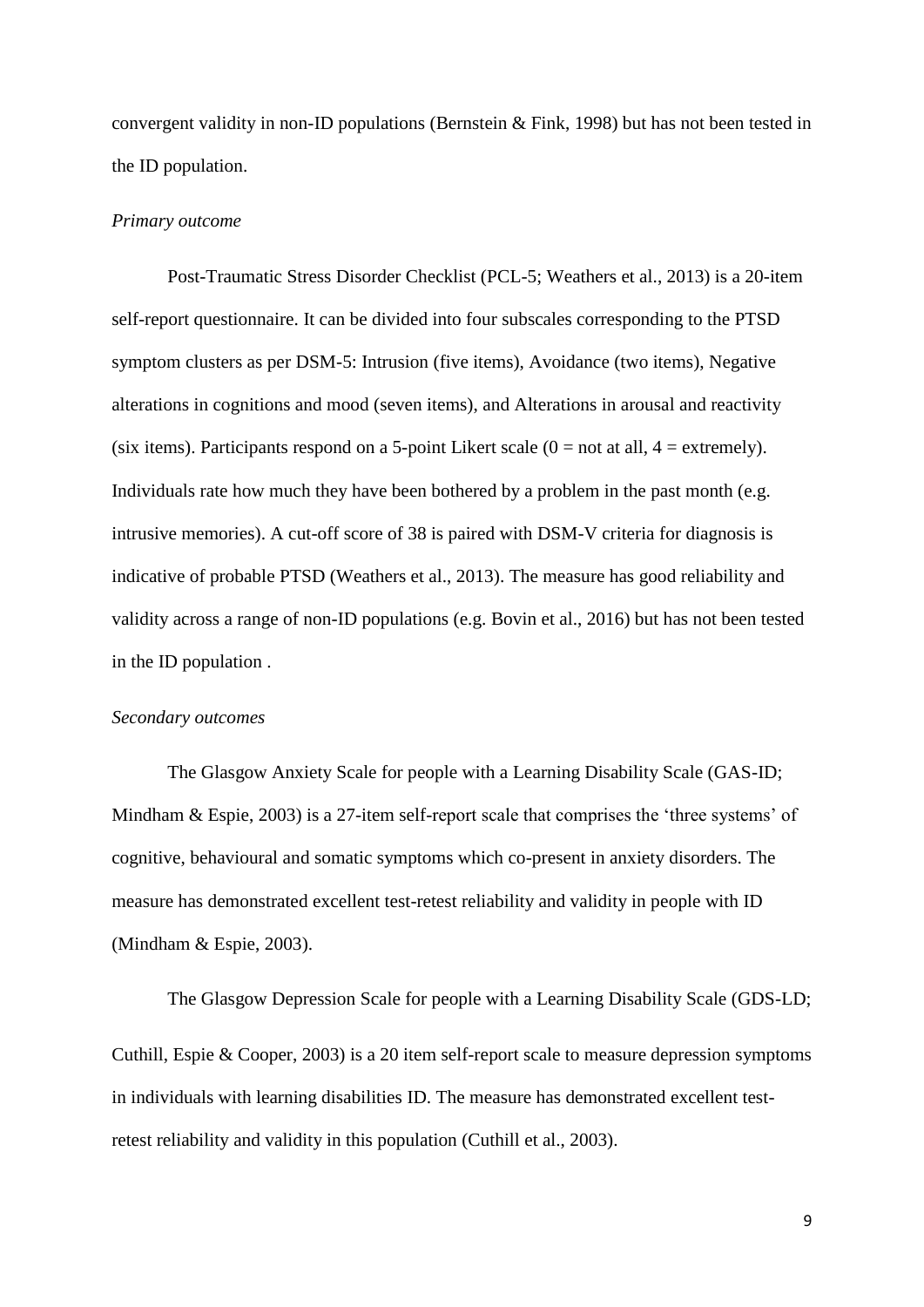convergent validity in non-ID populations (Bernstein & Fink, 1998) but has not been tested in the ID population.

*Primary outcome*

Post-Traumatic Stress Disorder Checklist (PCL-5; Weathers et al., 2013) is a 20-item self-report questionnaire. It can be divided into four subscales corresponding to the PTSD symptom clusters as per DSM-5: Intrusion (five items), Avoidance (two items), Negative alterations in cognitions and mood (seven items), and Alterations in arousal and reactivity (six items). Participants respond on a 5-point Likert scale (0 = not at all, 4 = extremely). Individuals rate how much they have been bothered by a problem in the past month (e.g. intrusive memories). A cut-off score of 38 is paired with DSM-V criteria for diagnosis is indicative of probable PTSD (Weathers et al., 2013). The measure has good reliability and validity across a range of non-ID populations (e.g. Bovin et al., 2016) but has not been tested in the ID population .

*Secondary outcomes*

The Glasgow Anxiety Scale for people with a Learning Disability Scale (GAS-ID; Mindham & Espie, 2003) is a 27-item self-report scale that comprises the 'three systems' of cognitive, behavioural and somatic symptoms which co-present in anxiety disorders. The measure has demonstrated excellent test-retest reliability and validity in people with ID (Mindham & Espie, 2003).

The Glasgow Depression Scale for people with a Learning Disability Scale (GDS-LD; Cuthill, Espie & Cooper, 2003) is a 20 item self-report scale to measure depression symptoms in individuals with learning disabilities ID. The measure has demonstrated excellent test-retest reliability and validity in this population (Cuthill et al., 2003).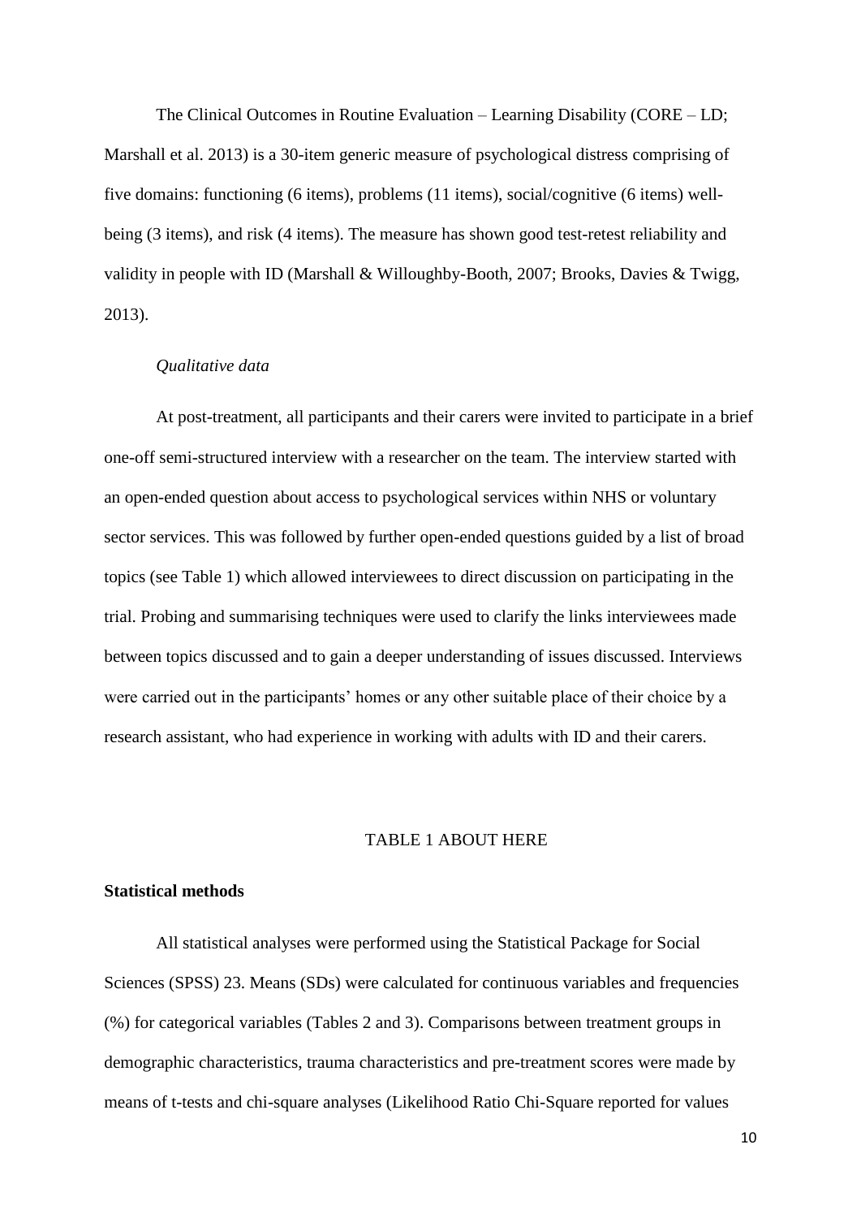The Clinical Outcomes in Routine Evaluation – Learning Disability (CORE – LD; Marshall et al. 2013) is a 30-item generic measure of psychological distress comprising of five domains: functioning (6 items), problems (11 items), social/cognitive (6 items) well-being (3 items), and risk (4 items). The measure has shown good test-retest reliability and validity in people with ID (Marshall & Willoughby-Booth, 2007; Brooks, Davies & Twigg, 2013).

*Qualitative data*

At post-treatment, all participants and their carers were invited to participate in a brief one-off semi-structured interview with a researcher on the team. The interview started with an open-ended question about access to psychological services within NHS or voluntary sector services. This was followed by further open-ended questions guided by a list of broad topics (see Table 1) which allowed interviewees to direct discussion on participating in the trial. Probing and summarising techniques were used to clarify the links interviewees made between topics discussed and to gain a deeper understanding of issues discussed. Interviews were carried out in the participants' homes or any other suitable place of their choice by a research assistant, who had experience in working with adults with ID and their carers.

TABLE 1 ABOUT HERE

**Statistical methods**

All statistical analyses were performed using the Statistical Package for Social Sciences (SPSS) 23. Means (SDs) were calculated for continuous variables and frequencies (%) for categorical variables (Tables 2 and 3). Comparisons between treatment groups in demographic characteristics, trauma characteristics and pre-treatment scores were made by means of t-tests and chi-square analyses (Likelihood Ratio Chi-Square reported for values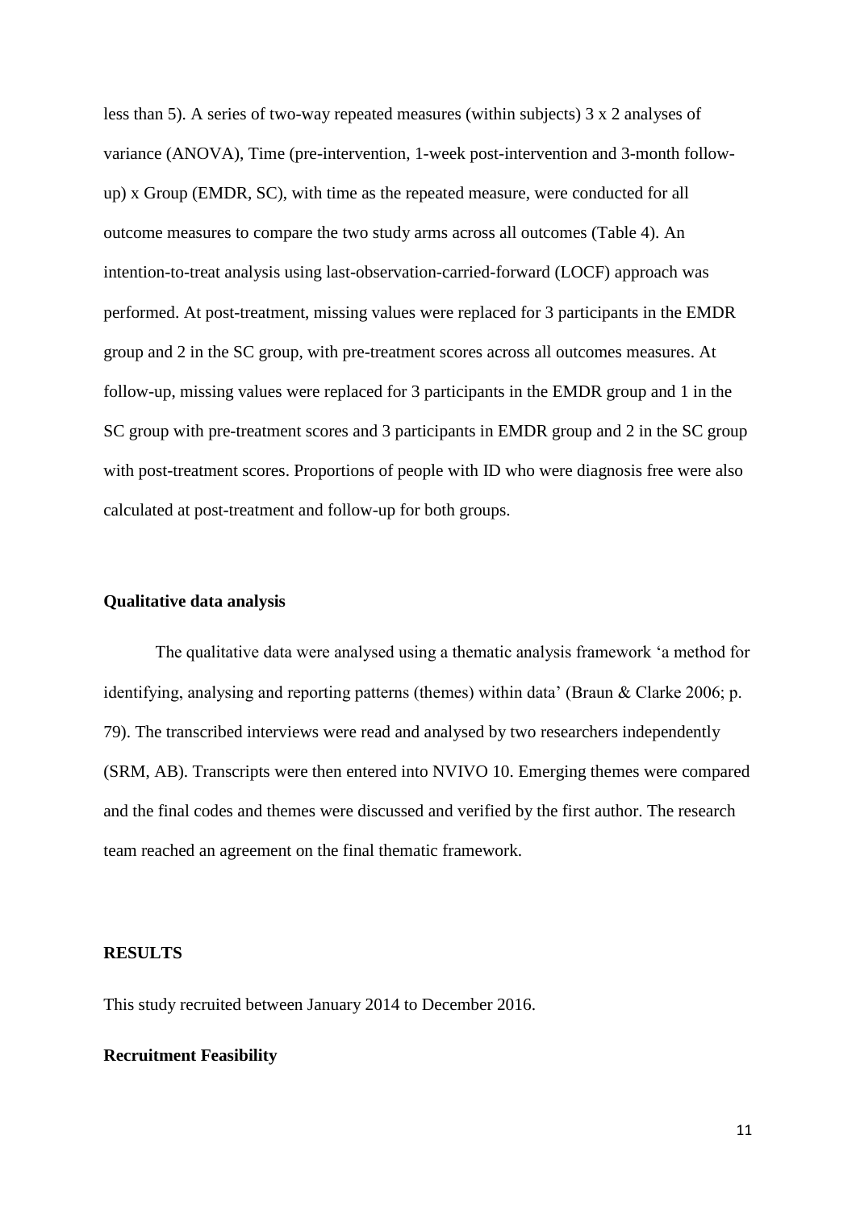less than 5). A series of two-way repeated measures (within subjects) 3 x 2 analyses of variance (ANOVA), Time (pre-intervention, 1-week post-intervention and 3-month follow-up) x Group (EMDR, SC), with time as the repeated measure, were conducted for all outcome measures to compare the two study arms across all outcomes (Table 4). An intention-to-treat analysis using last-observation-carried-forward (LOCF) approach was performed. At post-treatment, missing values were replaced for 3 participants in the EMDR group and 2 in the SC group, with pre-treatment scores across all outcomes measures. At follow-up, missing values were replaced for 3 participants in the EMDR group and 1 in the SC group with pre-treatment scores and 3 participants in EMDR group and 2 in the SC group with post-treatment scores. Proportions of people with ID who were diagnosis free were also calculated at post-treatment and follow-up for both groups.

### Qualitative data analysis

The qualitative data were analysed using a thematic analysis framework 'a method for identifying, analysing and reporting patterns (themes) within data' (Braun & Clarke 2006; p. 79). The transcribed interviews were read and analysed by two researchers independently (SRM, AB). Transcripts were then entered into NVIVO 10. Emerging themes were compared and the final codes and themes were discussed and verified by the first author. The research team reached an agreement on the final thematic framework.

## RESULTS

This study recruited between January 2014 to December 2016.

### Recruitment Feasibility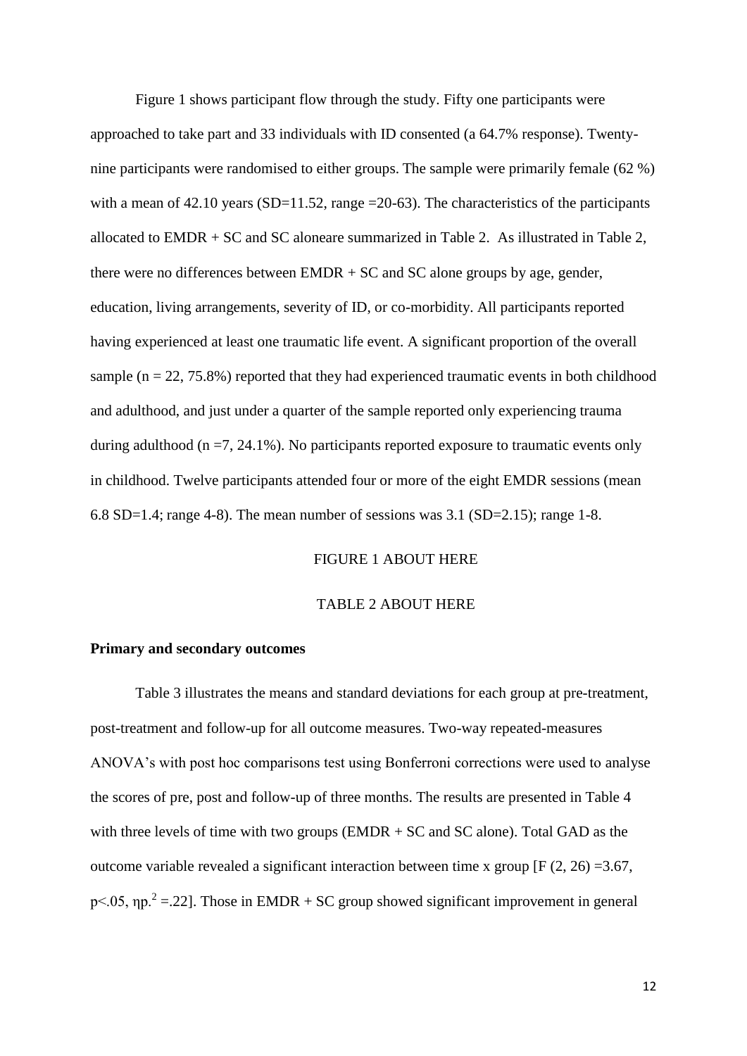Figure 1 shows participant flow through the study. Fifty one participants were approached to take part and 33 individuals with ID consented (a 64.7% response). Twenty-nine participants were randomised to either groups. The sample were primarily female (62 %) with a mean of 42.10 years (SD=11.52, range =20-63). The characteristics of the participants allocated to EMDR + SC and SC aloneare summarized in Table 2. As illustrated in Table 2, there were no differences between EMDR + SC and SC alone groups by age, gender, education, living arrangements, severity of ID, or co-morbidity. All participants reported having experienced at least one traumatic life event. A significant proportion of the overall sample (n = 22, 75.8%) reported that they had experienced traumatic events in both childhood and adulthood, and just under a quarter of the sample reported only experiencing trauma during adulthood (n =7, 24.1%). No participants reported exposure to traumatic events only in childhood. Twelve participants attended four or more of the eight EMDR sessions (mean 6.8 SD=1.4; range 4-8). The mean number of sessions was 3.1 (SD=2.15); range 1-8.

FIGURE 1 ABOUT HERE

TABLE 2 ABOUT HERE

**Primary and secondary outcomes**

Table 3 illustrates the means and standard deviations for each group at pre-treatment, post-treatment and follow-up for all outcome measures. Two-way repeated-measures ANOVA's with post hoc comparisons test using Bonferroni corrections were used to analyse the scores of pre, post and follow-up of three months. The results are presented in Table 4 with three levels of time with two groups (EMDR + SC and SC alone). Total GAD as the outcome variable revealed a significant interaction between time x group [$F\ (2, 26) = 3.67$, $p<.05$, $\eta p.^2 = .22$]. Those in EMDR + SC group showed significant improvement in general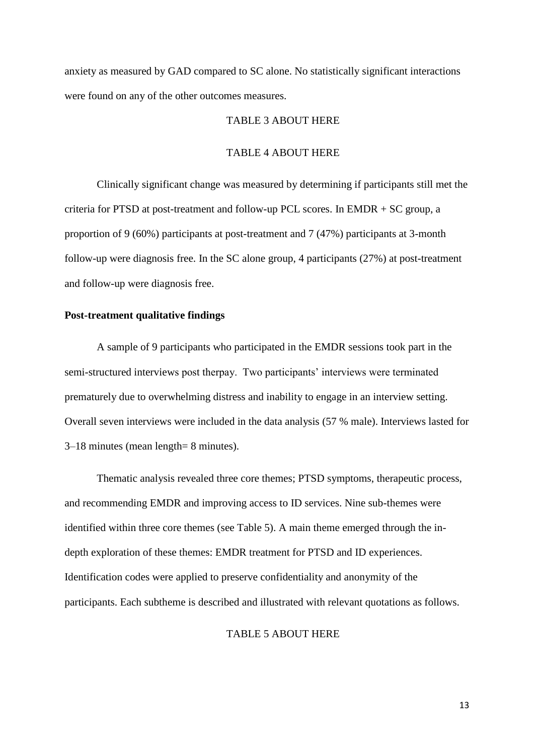anxiety as measured by GAD compared to SC alone. No statistically significant interactions were found on any of the other outcomes measures.

TABLE 3 ABOUT HERE

TABLE 4 ABOUT HERE

Clinically significant change was measured by determining if participants still met the criteria for PTSD at post-treatment and follow-up PCL scores. In EMDR + SC group, a proportion of 9 (60%) participants at post-treatment and 7 (47%) participants at 3-month follow-up were diagnosis free. In the SC alone group, 4 participants (27%) at post-treatment and follow-up were diagnosis free.

**Post-treatment qualitative findings**

A sample of 9 participants who participated in the EMDR sessions took part in the semi-structured interviews post therpay. Two participants' interviews were terminated prematurely due to overwhelming distress and inability to engage in an interview setting. Overall seven interviews were included in the data analysis (57 % male). Interviews lasted for 3–18 minutes (mean length= 8 minutes).

Thematic analysis revealed three core themes; PTSD symptoms, therapeutic process, and recommending EMDR and improving access to ID services. Nine sub-themes were identified within three core themes (see Table 5). A main theme emerged through the in-depth exploration of these themes: EMDR treatment for PTSD and ID experiences. Identification codes were applied to preserve confidentiality and anonymity of the participants. Each subtheme is described and illustrated with relevant quotations as follows.

TABLE 5 ABOUT HERE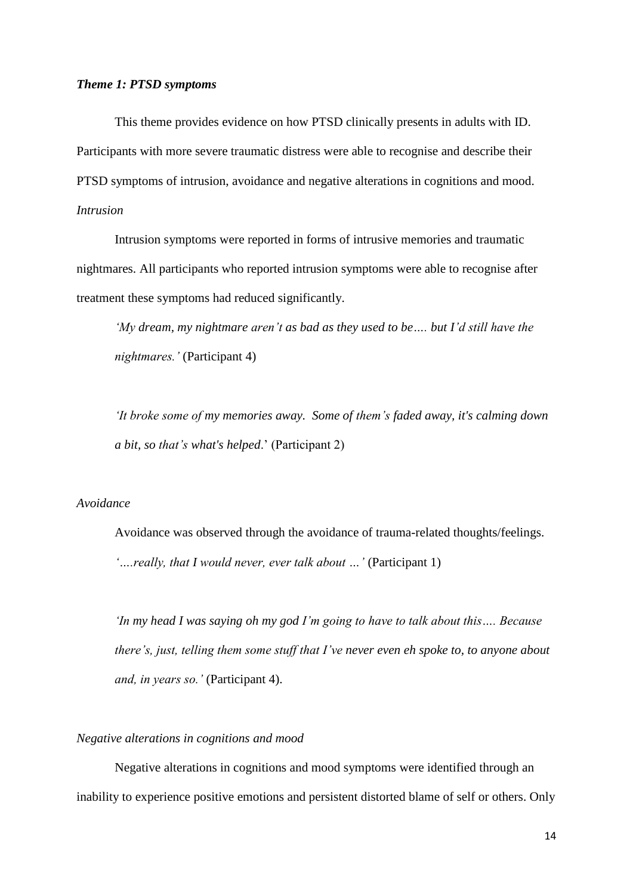***Theme 1: PTSD symptoms***

This theme provides evidence on how PTSD clinically presents in adults with ID. Participants with more severe traumatic distress were able to recognise and describe their PTSD symptoms of intrusion, avoidance and negative alterations in cognitions and mood.

*Intrusion*

Intrusion symptoms were reported in forms of intrusive memories and traumatic nightmares. All participants who reported intrusion symptoms were able to recognise after treatment these symptoms had reduced significantly.

> *'My dream, my nightmare aren't as bad as they used to be…. but I'd still have the nightmares.'* (Participant 4)

> *'It broke some of my memories away. Some of them's faded away, it's calming down a bit, so that's what's helped.*' (Participant 2)

*Avoidance*

Avoidance was observed through the avoidance of trauma-related thoughts/feelings.

> *'….really, that I would never, ever talk about …'* (Participant 1)

> *'In my head I was saying oh my god I'm going to have to talk about this…. Because there's, just, telling them some stuff that I've never even eh spoke to, to anyone about and, in years so.'* (Participant 4).

*Negative alterations in cognitions and mood*

Negative alterations in cognitions and mood symptoms were identified through an inability to experience positive emotions and persistent distorted blame of self or others. Only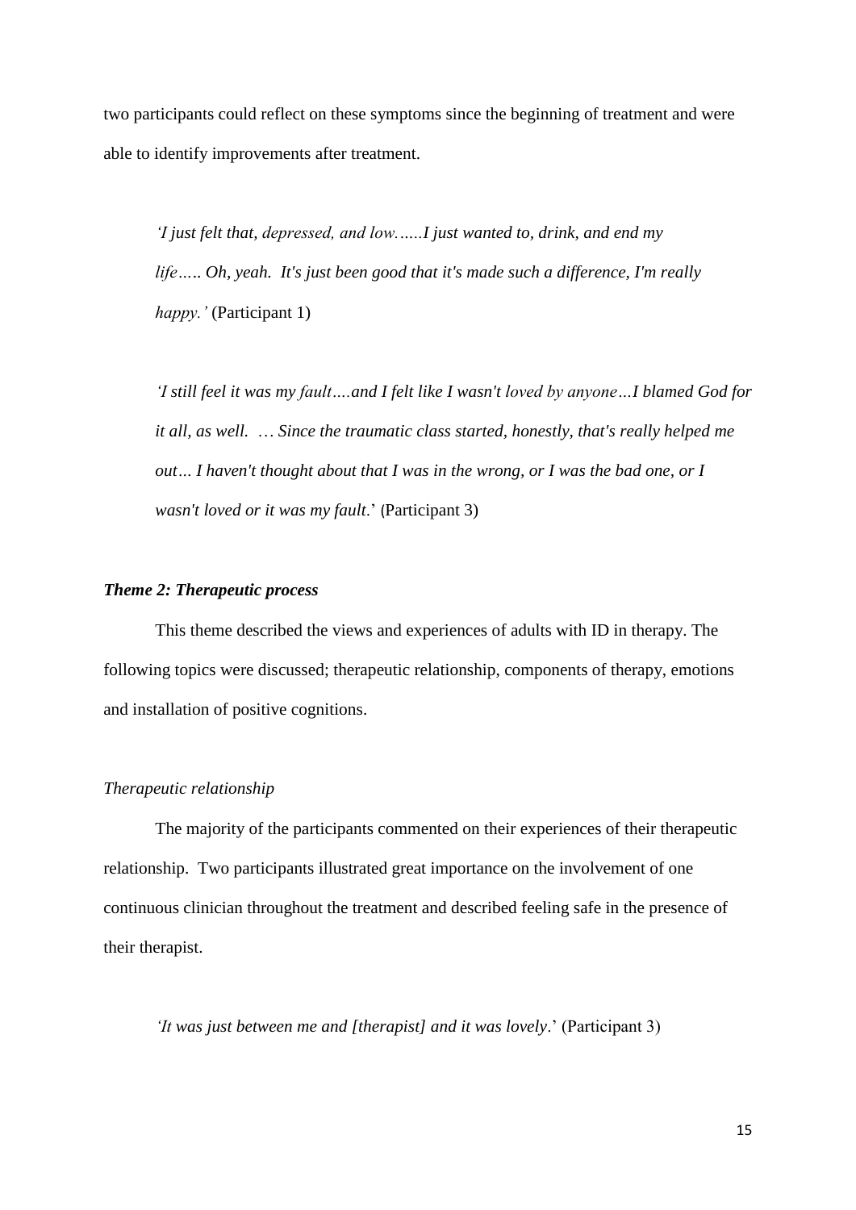two participants could reflect on these symptoms since the beginning of treatment and were able to identify improvements after treatment.

> *'I just felt that, depressed, and low……I just wanted to, drink, and end my life….. Oh, yeah. It's just been good that it's made such a difference, I'm really happy.'* (Participant 1)

> *'I still feel it was my fault….and I felt like I wasn't loved by anyone…I blamed God for it all, as well. … Since the traumatic class started, honestly, that's really helped me out… I haven't thought about that I was in the wrong, or I was the bad one, or I wasn't loved or it was my fault*.' (Participant 3)

### *Theme 2: Therapeutic process*

This theme described the views and experiences of adults with ID in therapy. The following topics were discussed; therapeutic relationship, components of therapy, emotions and installation of positive cognitions.

#### *Therapeutic relationship*

The majority of the participants commented on their experiences of their therapeutic relationship. Two participants illustrated great importance on the involvement of one continuous clinician throughout the treatment and described feeling safe in the presence of their therapist.

> *'It was just between me and [therapist] and it was lovely*.' (Participant 3)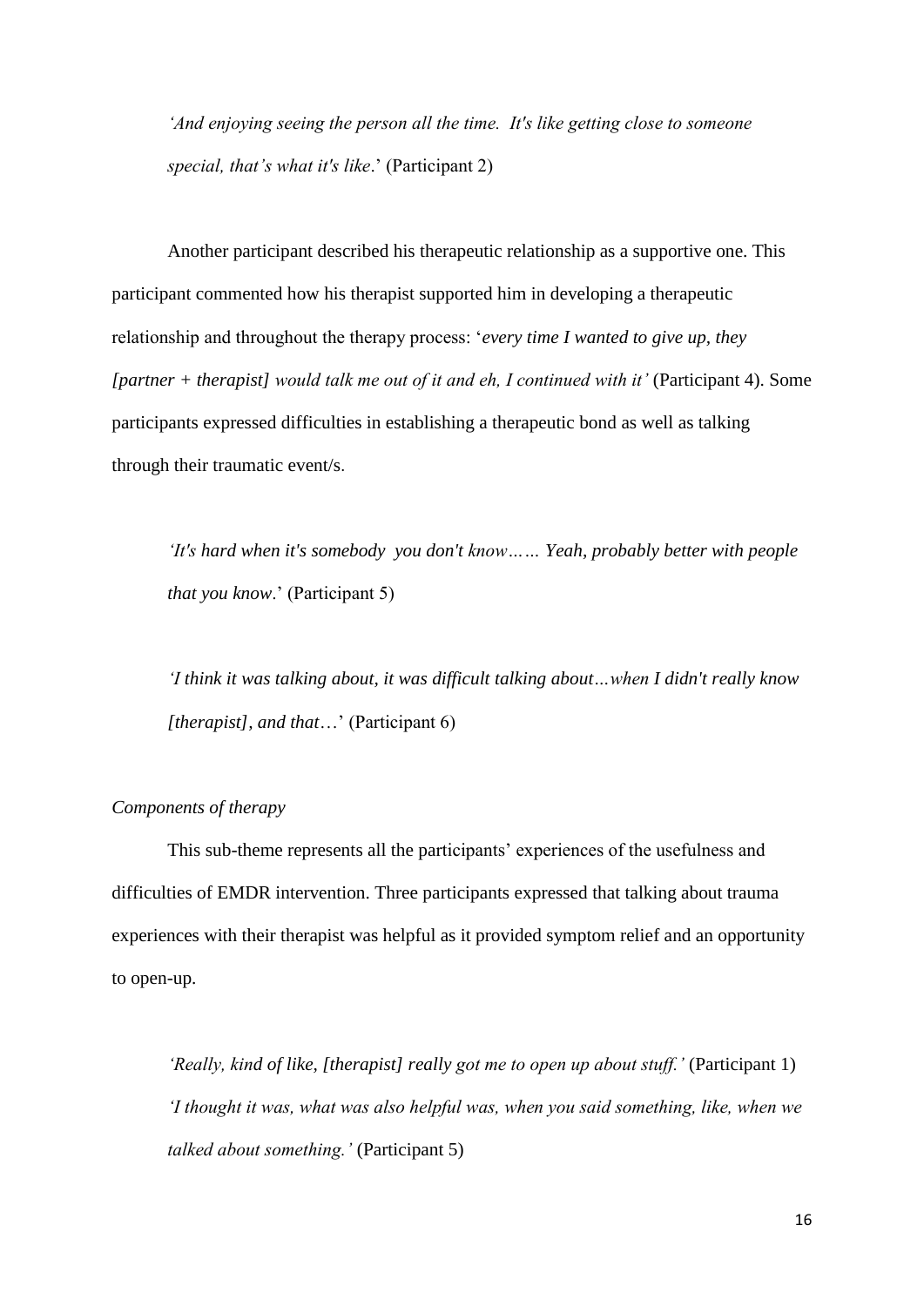> *'And enjoying seeing the person all the time. It's like getting close to someone special, that's what it's like*.' (Participant 2)

Another participant described his therapeutic relationship as a supportive one. This participant commented how his therapist supported him in developing a therapeutic relationship and throughout the therapy process: '*every time I wanted to give up, they [partner + therapist] would talk me out of it and eh, I continued with it'* (Participant 4). Some participants expressed difficulties in establishing a therapeutic bond as well as talking through their traumatic event/s.

> *'It's hard when it's somebody you don't know…… Yeah, probably better with people that you know*.' (Participant 5)

> *'I think it was talking about, it was difficult talking about…when I didn't really know [therapist], and that*…' (Participant 6)

*Components of therapy*

This sub-theme represents all the participants' experiences of the usefulness and difficulties of EMDR intervention. Three participants expressed that talking about trauma experiences with their therapist was helpful as it provided symptom relief and an opportunity to open-up.

> *'Really, kind of like, [therapist] really got me to open up about stuff.'* (Participant 1)
> *'I thought it was, what was also helpful was, when you said something, like, when we talked about something.'* (Participant 5)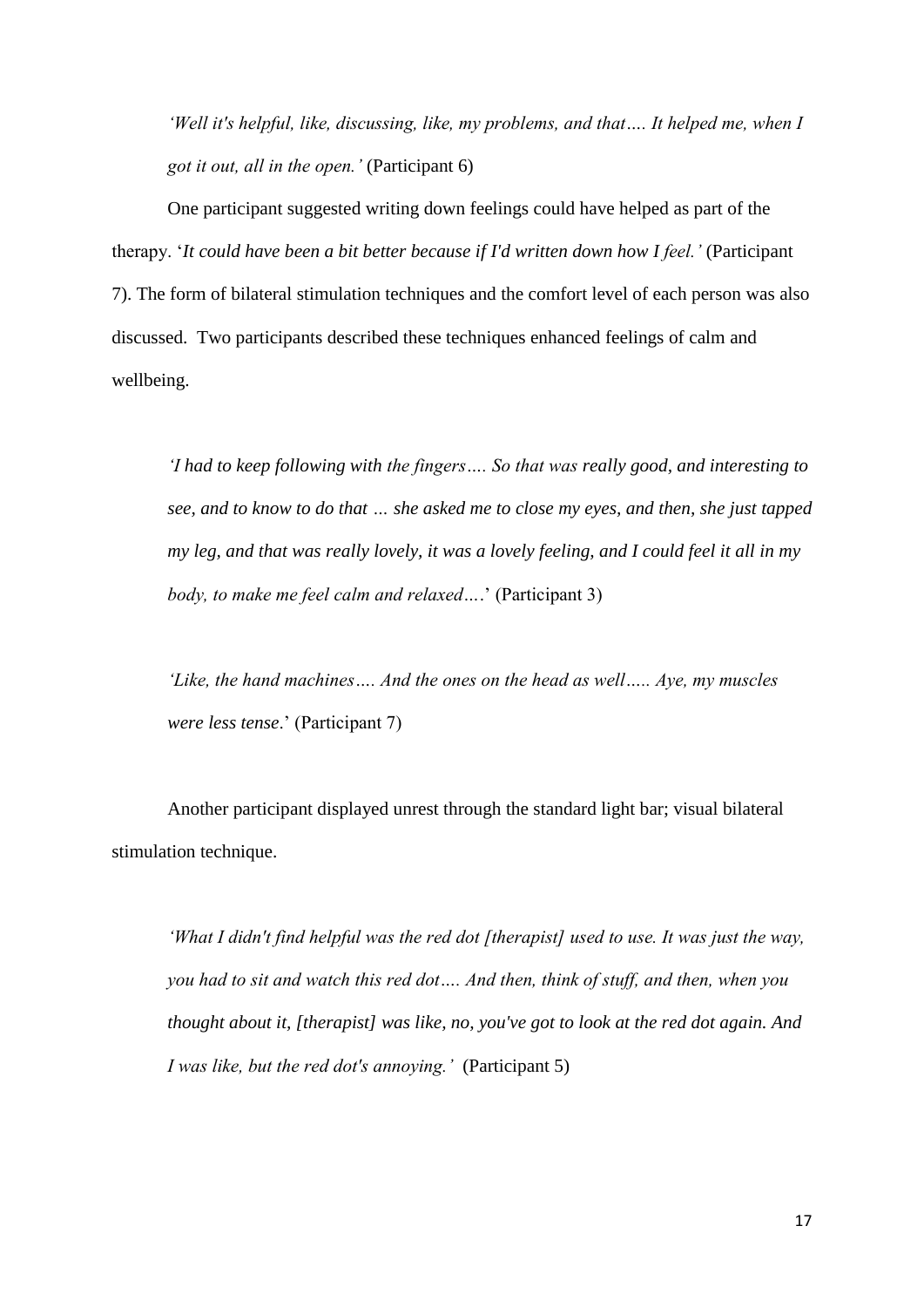> *'Well it's helpful, like, discussing, like, my problems, and that…. It helped me, when I got it out, all in the open.'* (Participant 6)

One participant suggested writing down feelings could have helped as part of the therapy. '*It could have been a bit better because if I'd written down how I feel.'* (Participant 7). The form of bilateral stimulation techniques and the comfort level of each person was also discussed. Two participants described these techniques enhanced feelings of calm and wellbeing.

> *'I had to keep following with the fingers…. So that was really good, and interesting to see, and to know to do that … she asked me to close my eyes, and then, she just tapped my leg, and that was really lovely, it was a lovely feeling, and I could feel it all in my body, to make me feel calm and relaxed….*' (Participant 3)

> *'Like, the hand machines…. And the ones on the head as well….. Aye, my muscles were less tense*.' (Participant 7)

Another participant displayed unrest through the standard light bar; visual bilateral stimulation technique.

> *'What I didn't find helpful was the red dot [therapist] used to use. It was just the way, you had to sit and watch this red dot…. And then, think of stuff, and then, when you thought about it, [therapist] was like, no, you've got to look at the red dot again. And I was like, but the red dot's annoying.'* (Participant 5)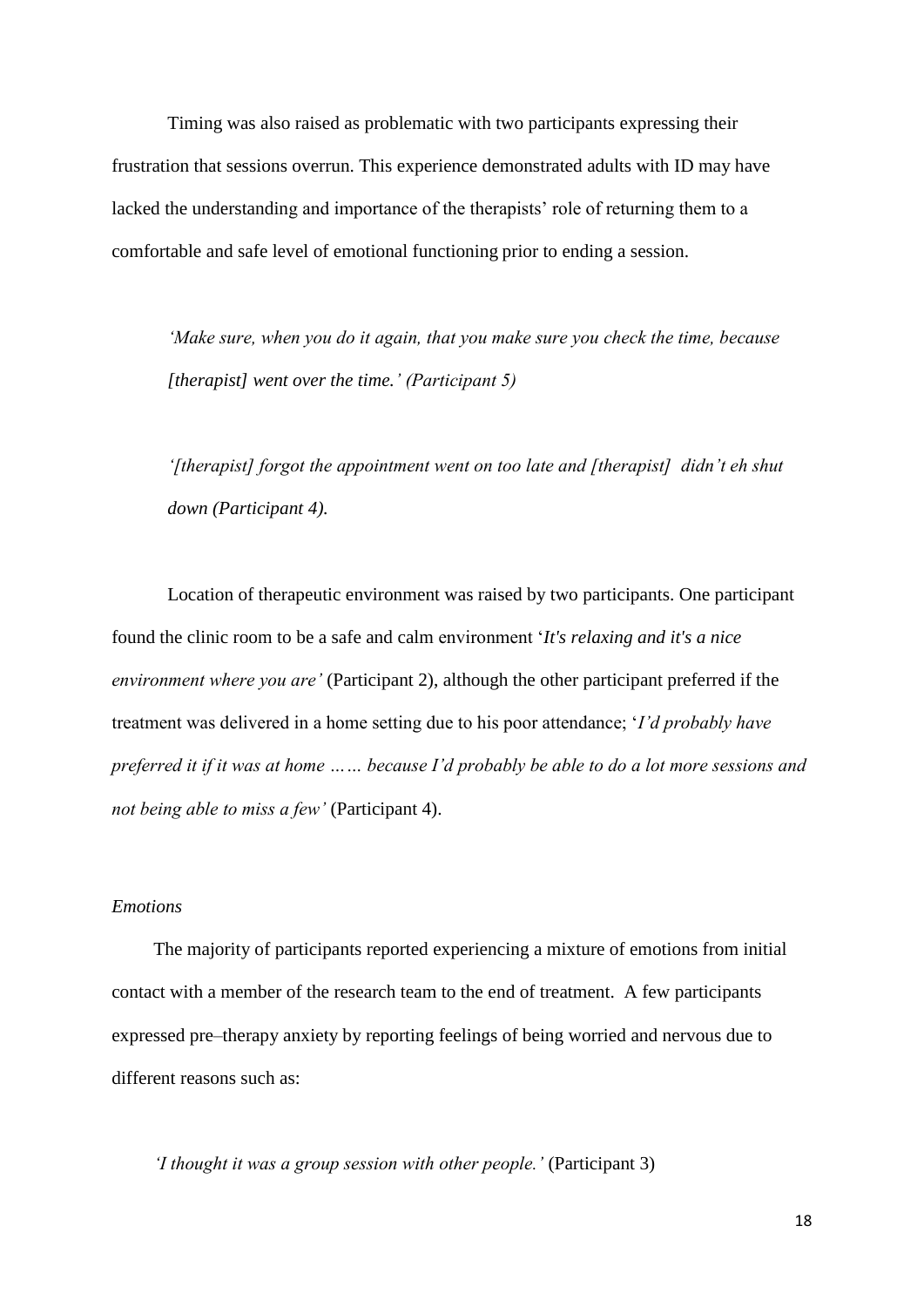Timing was also raised as problematic with two participants expressing their frustration that sessions overrun. This experience demonstrated adults with ID may have lacked the understanding and importance of the therapists' role of returning them to a comfortable and safe level of emotional functioning prior to ending a session.

> *'Make sure, when you do it again, that you make sure you check the time, because [therapist] went over the time.' (Participant 5)*

> *'[therapist] forgot the appointment went on too late and [therapist] didn't eh shut down (Participant 4).*

Location of therapeutic environment was raised by two participants. One participant found the clinic room to be a safe and calm environment '*It's relaxing and it's a nice environment where you are'* (Participant 2), although the other participant preferred if the treatment was delivered in a home setting due to his poor attendance; '*I'd probably have preferred it if it was at home …… because I'd probably be able to do a lot more sessions and not being able to miss a few'* (Participant 4).

*Emotions*

The majority of participants reported experiencing a mixture of emotions from initial contact with a member of the research team to the end of treatment. A few participants expressed pre–therapy anxiety by reporting feelings of being worried and nervous due to different reasons such as:

> *'I thought it was a group session with other people.'* (Participant 3)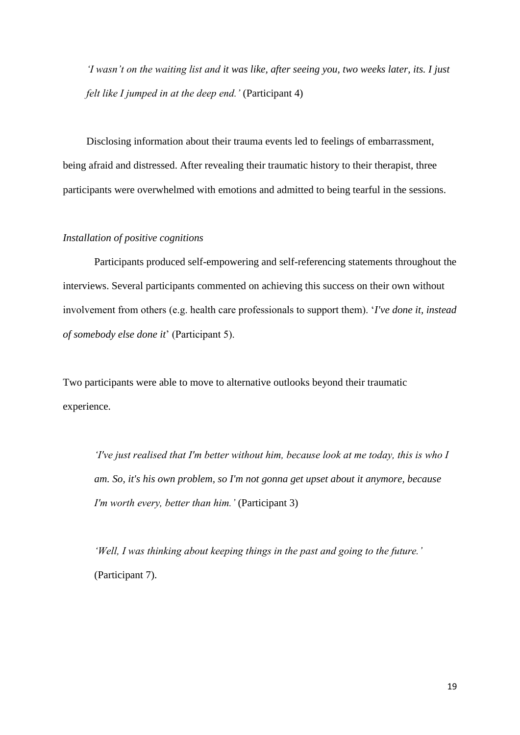> *'I wasn't on the waiting list and it was like, after seeing you, two weeks later, its. I just felt like I jumped in at the deep end.'* (Participant 4)

Disclosing information about their trauma events led to feelings of embarrassment, being afraid and distressed. After revealing their traumatic history to their therapist, three participants were overwhelmed with emotions and admitted to being tearful in the sessions.

*Installation of positive cognitions*

Participants produced self-empowering and self-referencing statements throughout the interviews. Several participants commented on achieving this success on their own without involvement from others (e.g. health care professionals to support them). '*I've done it, instead of somebody else done it*' (Participant 5).

Two participants were able to move to alternative outlooks beyond their traumatic experience.

> *'I've just realised that I'm better without him, because look at me today, this is who I am. So, it's his own problem, so I'm not gonna get upset about it anymore, because I'm worth every, better than him.'* (Participant 3)

> *'Well, I was thinking about keeping things in the past and going to the future.'* (Participant 7).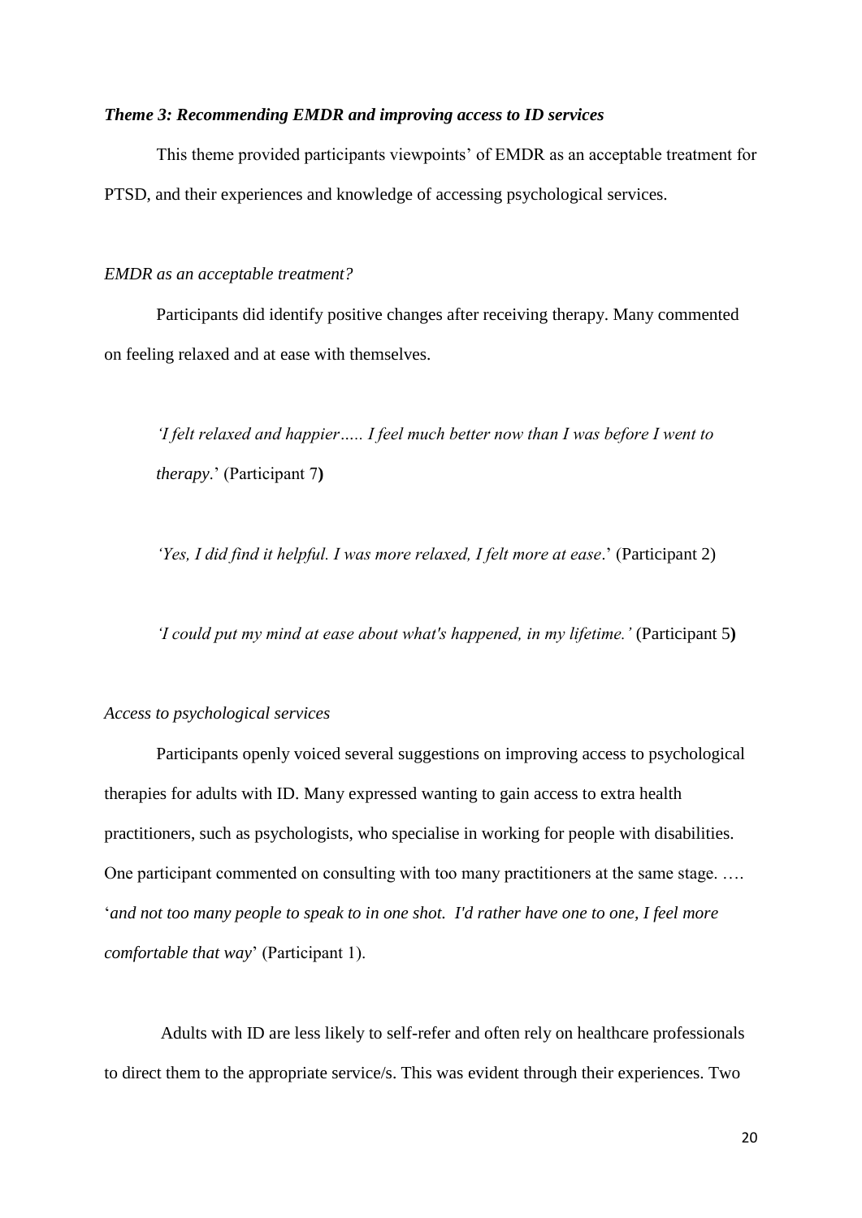### *Theme 3: Recommending EMDR and improving access to ID services*

This theme provided participants viewpoints' of EMDR as an acceptable treatment for PTSD, and their experiences and knowledge of accessing psychological services.

#### *EMDR as an acceptable treatment?*

Participants did identify positive changes after receiving therapy. Many commented on feeling relaxed and at ease with themselves.

> *'I felt relaxed and happier….. I feel much better now than I was before I went to therapy*.' (Participant 7**)**

> *'Yes, I did find it helpful. I was more relaxed, I felt more at ease*.' (Participant 2)

> *'I could put my mind at ease about what's happened, in my lifetime.'* (Participant 5**)**

#### *Access to psychological services*

Participants openly voiced several suggestions on improving access to psychological therapies for adults with ID. Many expressed wanting to gain access to extra health practitioners, such as psychologists, who specialise in working for people with disabilities. One participant commented on consulting with too many practitioners at the same stage. …. '*and not too many people to speak to in one shot. I'd rather have one to one, I feel more comfortable that way*' (Participant 1).

Adults with ID are less likely to self-refer and often rely on healthcare professionals to direct them to the appropriate service/s. This was evident through their experiences. Two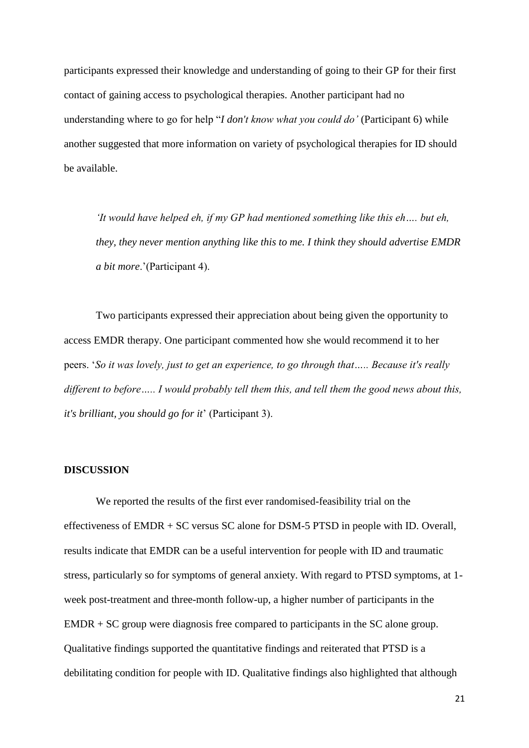participants expressed their knowledge and understanding of going to their GP for their first contact of gaining access to psychological therapies. Another participant had no understanding where to go for help "*I don't know what you could do'* (Participant 6) while another suggested that more information on variety of psychological therapies for ID should be available.

> *'It would have helped eh, if my GP had mentioned something like this eh…. but eh, they, they never mention anything like this to me. I think they should advertise EMDR a bit more.*'(Participant 4).

Two participants expressed their appreciation about being given the opportunity to access EMDR therapy. One participant commented how she would recommend it to her peers. '*So it was lovely, just to get an experience, to go through that….. Because it's really different to before….. I would probably tell them this, and tell them the good news about this, it's brilliant, you should go for it*' (Participant 3).

## DISCUSSION

We reported the results of the first ever randomised-feasibility trial on the effectiveness of EMDR + SC versus SC alone for DSM-5 PTSD in people with ID. Overall, results indicate that EMDR can be a useful intervention for people with ID and traumatic stress, particularly so for symptoms of general anxiety. With regard to PTSD symptoms, at 1-week post-treatment and three-month follow-up, a higher number of participants in the EMDR + SC group were diagnosis free compared to participants in the SC alone group. Qualitative findings supported the quantitative findings and reiterated that PTSD is a debilitating condition for people with ID. Qualitative findings also highlighted that although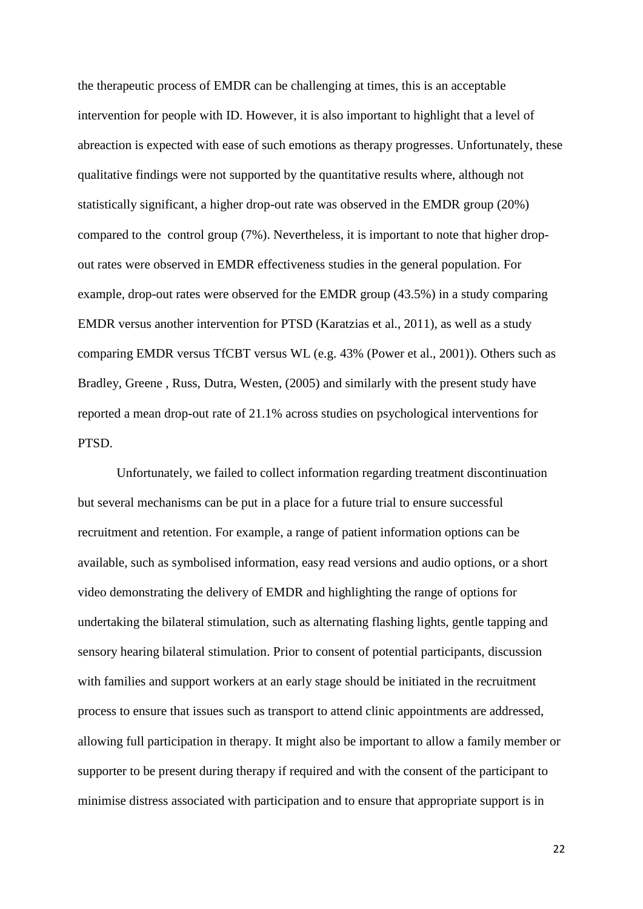the therapeutic process of EMDR can be challenging at times, this is an acceptable intervention for people with ID. However, it is also important to highlight that a level of abreaction is expected with ease of such emotions as therapy progresses. Unfortunately, these qualitative findings were not supported by the quantitative results where, although not statistically significant, a higher drop-out rate was observed in the EMDR group (20%) compared to the  control group (7%). Nevertheless, it is important to note that higher drop-out rates were observed in EMDR effectiveness studies in the general population. For example, drop-out rates were observed for the EMDR group (43.5%) in a study comparing EMDR versus another intervention for PTSD (Karatzias et al., 2011), as well as a study comparing EMDR versus TfCBT versus WL (e.g. 43% (Power et al., 2001)). Others such as Bradley, Greene , Russ, Dutra, Westen, (2005) and similarly with the present study have reported a mean drop-out rate of 21.1% across studies on psychological interventions for PTSD.

Unfortunately, we failed to collect information regarding treatment discontinuation but several mechanisms can be put in a place for a future trial to ensure successful recruitment and retention. For example, a range of patient information options can be available, such as symbolised information, easy read versions and audio options, or a short video demonstrating the delivery of EMDR and highlighting the range of options for undertaking the bilateral stimulation, such as alternating flashing lights, gentle tapping and sensory hearing bilateral stimulation. Prior to consent of potential participants, discussion with families and support workers at an early stage should be initiated in the recruitment process to ensure that issues such as transport to attend clinic appointments are addressed, allowing full participation in therapy. It might also be important to allow a family member or supporter to be present during therapy if required and with the consent of the participant to minimise distress associated with participation and to ensure that appropriate support is in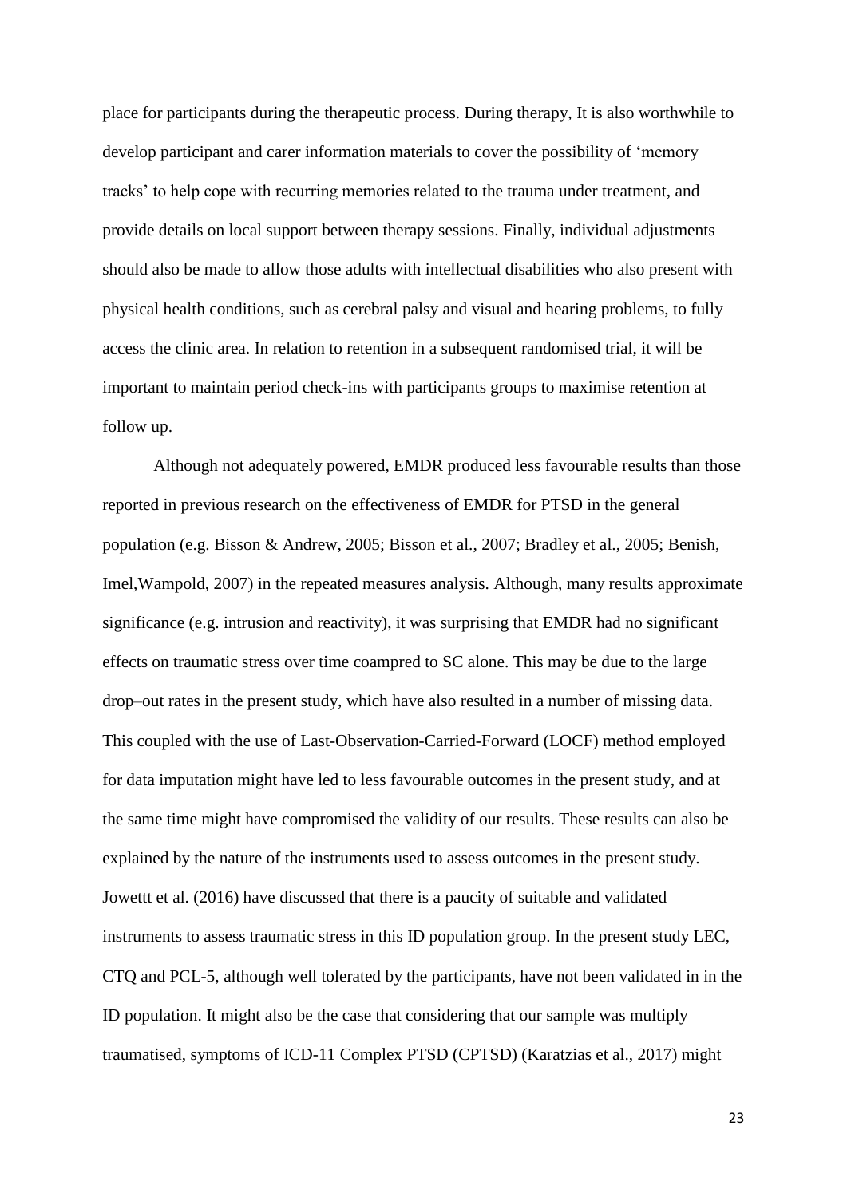place for participants during the therapeutic process. During therapy, It is also worthwhile to develop participant and carer information materials to cover the possibility of 'memory tracks' to help cope with recurring memories related to the trauma under treatment, and provide details on local support between therapy sessions. Finally, individual adjustments should also be made to allow those adults with intellectual disabilities who also present with physical health conditions, such as cerebral palsy and visual and hearing problems, to fully access the clinic area. In relation to retention in a subsequent randomised trial, it will be important to maintain period check-ins with participants groups to maximise retention at follow up.

Although not adequately powered, EMDR produced less favourable results than those reported in previous research on the effectiveness of EMDR for PTSD in the general population (e.g. Bisson & Andrew, 2005; Bisson et al., 2007; Bradley et al., 2005; Benish, Imel,Wampold, 2007) in the repeated measures analysis. Although, many results approximate significance (e.g. intrusion and reactivity), it was surprising that EMDR had no significant effects on traumatic stress over time coampred to SC alone. This may be due to the large drop–out rates in the present study, which have also resulted in a number of missing data. This coupled with the use of Last-Observation-Carried-Forward (LOCF) method employed for data imputation might have led to less favourable outcomes in the present study, and at the same time might have compromised the validity of our results. These results can also be explained by the nature of the instruments used to assess outcomes in the present study. Jowettt et al. (2016) have discussed that there is a paucity of suitable and validated instruments to assess traumatic stress in this ID population group. In the present study LEC, CTQ and PCL-5, although well tolerated by the participants, have not been validated in in the ID population. It might also be the case that considering that our sample was multiply traumatised, symptoms of ICD-11 Complex PTSD (CPTSD) (Karatzias et al., 2017) might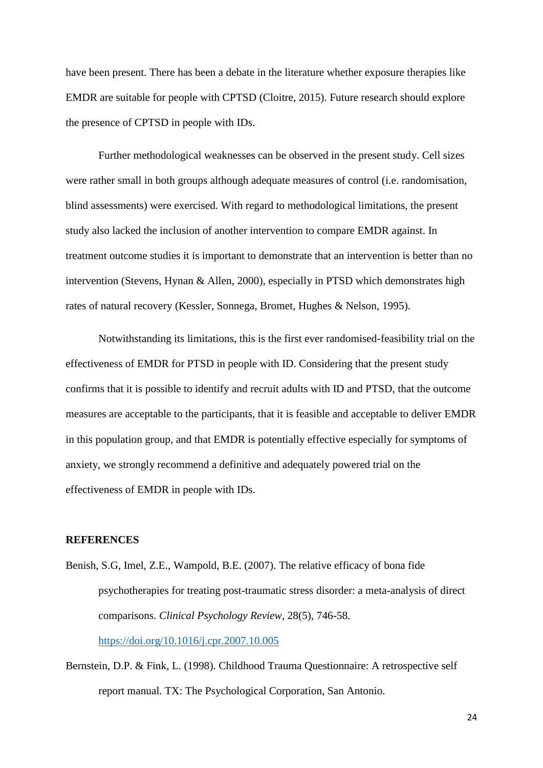have been present. There has been a debate in the literature whether exposure therapies like EMDR are suitable for people with CPTSD (Cloitre, 2015). Future research should explore the presence of CPTSD in people with IDs.

Further methodological weaknesses can be observed in the present study. Cell sizes were rather small in both groups although adequate measures of control (i.e. randomisation, blind assessments) were exercised. With regard to methodological limitations, the present study also lacked the inclusion of another intervention to compare EMDR against. In treatment outcome studies it is important to demonstrate that an intervention is better than no intervention (Stevens, Hynan & Allen, 2000), especially in PTSD which demonstrates high rates of natural recovery (Kessler, Sonnega, Bromet, Hughes & Nelson, 1995).

Notwithstanding its limitations, this is the first ever randomised-feasibility trial on the effectiveness of EMDR for PTSD in people with ID. Considering that the present study confirms that it is possible to identify and recruit adults with ID and PTSD, that the outcome measures are acceptable to the participants, that it is feasible and acceptable to deliver EMDR in this population group, and that EMDR is potentially effective especially for symptoms of anxiety, we strongly recommend a definitive and adequately powered trial on the effectiveness of EMDR in people with IDs.

## REFERENCES

Benish, S.G, Imel, Z.E., Wampold, B.E. (2007). The relative efficacy of bona fide psychotherapies for treating post-traumatic stress disorder: a meta-analysis of direct comparisons. *Clinical Psychology Review*, 28(5), 746-58. https://doi.org/10.1016/j.cpr.2007.10.005

Bernstein, D.P. & Fink, L. (1998). Childhood Trauma Questionnaire: A retrospective self report manual. TX: The Psychological Corporation, San Antonio.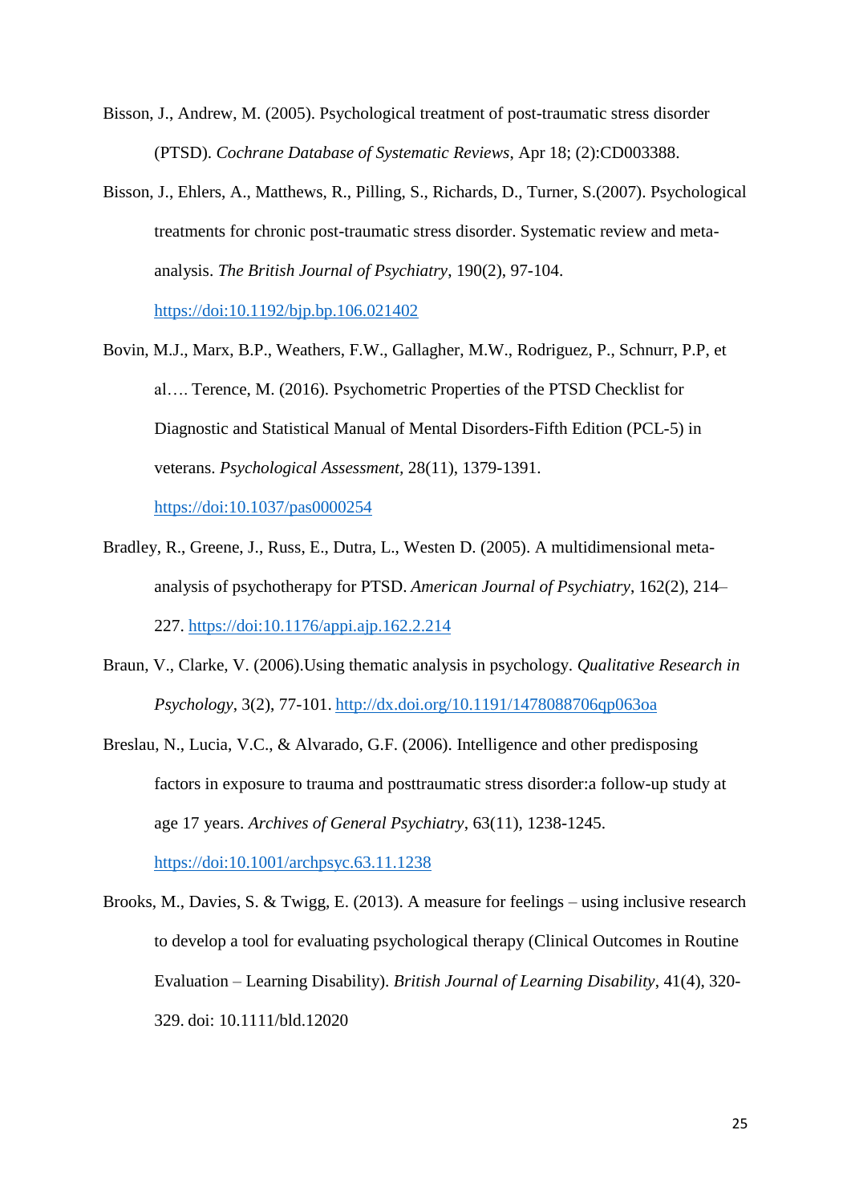Bisson, J., Andrew, M. (2005). Psychological treatment of post-traumatic stress disorder (PTSD). *Cochrane Database of Systematic Reviews*, Apr 18; (2):CD003388.

Bisson, J., Ehlers, A., Matthews, R., Pilling, S., Richards, D., Turner, S.(2007). Psychological treatments for chronic post-traumatic stress disorder. Systematic review and meta-analysis. *The British Journal of Psychiatry*, 190(2), 97-104. https://doi:10.1192/bjp.bp.106.021402

Bovin, M.J., Marx, B.P., Weathers, F.W., Gallagher, M.W., Rodriguez, P., Schnurr, P.P, et al…. Terence, M. (2016). Psychometric Properties of the PTSD Checklist for Diagnostic and Statistical Manual of Mental Disorders-Fifth Edition (PCL-5) in veterans. *Psychological Assessment,* 28(11), 1379-1391. https://doi:10.1037/pas0000254

Bradley, R., Greene, J., Russ, E., Dutra, L., Westen D. (2005). A multidimensional meta-analysis of psychotherapy for PTSD. *American Journal of Psychiatry*, 162(2), 214–227. https://doi:10.1176/appi.ajp.162.2.214

Braun, V., Clarke, V. (2006).Using thematic analysis in psychology. *Qualitative Research in Psychology*, 3(2), 77-101. http://dx.doi.org/10.1191/1478088706qp063oa

Breslau, N., Lucia, V.C., & Alvarado, G.F. (2006). Intelligence and other predisposing factors in exposure to trauma and posttraumatic stress disorder:a follow-up study at age 17 years. *Archives of General Psychiatry*, 63(11), 1238-1245. https://doi:10.1001/archpsyc.63.11.1238

Brooks, M., Davies, S. & Twigg, E. (2013). A measure for feelings – using inclusive research to develop a tool for evaluating psychological therapy (Clinical Outcomes in Routine Evaluation – Learning Disability). *British Journal of Learning Disability*, 41(4), 320-329. doi: 10.1111/bld.12020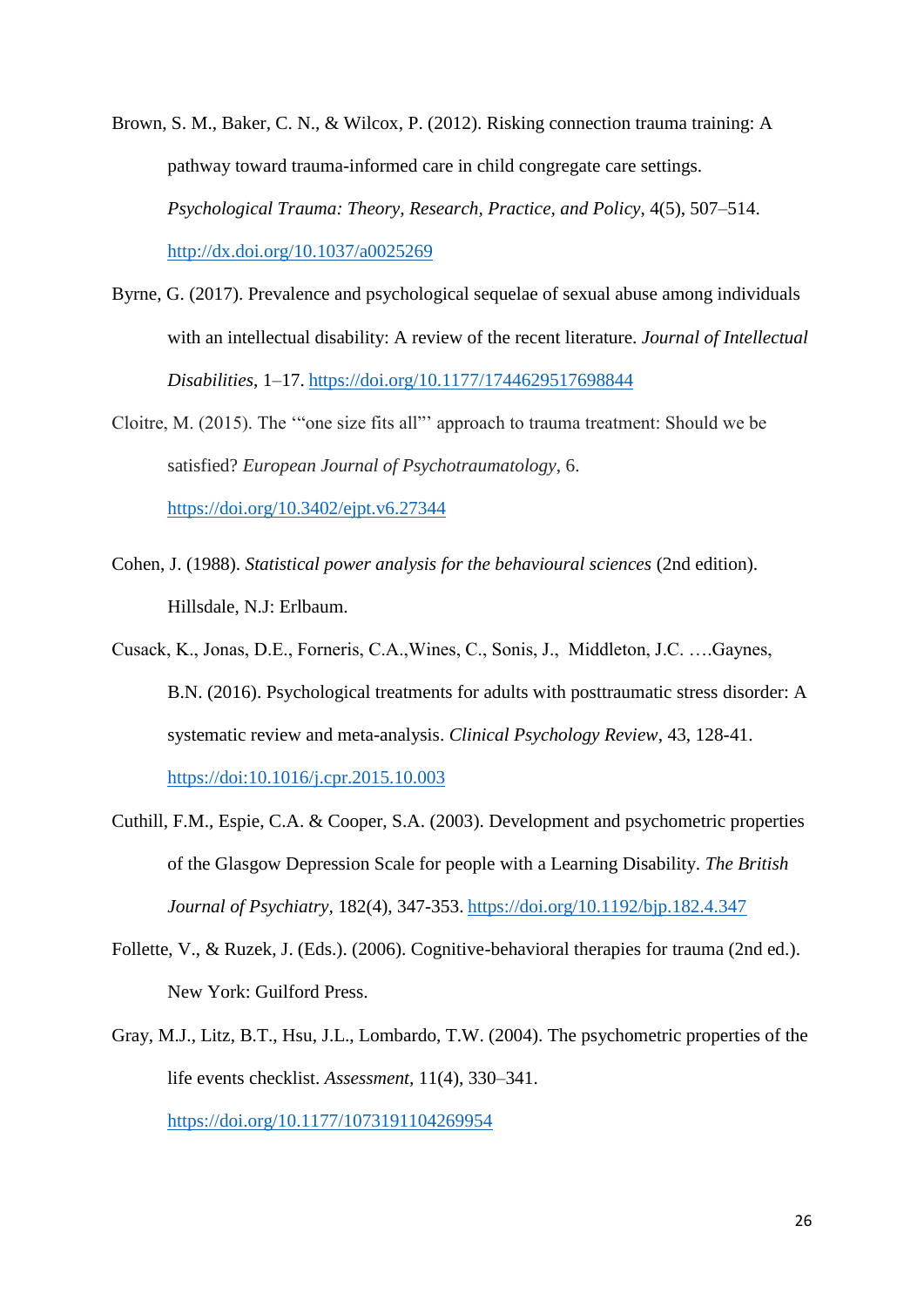Brown, S. M., Baker, C. N., & Wilcox, P. (2012). Risking connection trauma training: A pathway toward trauma-informed care in child congregate care settings. *Psychological Trauma: Theory, Research, Practice, and Policy*, 4(5), 507–514. http://dx.doi.org/10.1037/a0025269

Byrne, G. (2017). Prevalence and psychological sequelae of sexual abuse among individuals with an intellectual disability: A review of the recent literature. *Journal of Intellectual Disabilities*, 1–17. https://doi.org/10.1177/1744629517698844

Cloitre, M. (2015). The '"one size fits all"' approach to trauma treatment: Should we be satisfied? *European Journal of Psychotraumatology*, 6. https://doi.org/10.3402/ejpt.v6.27344

Cohen, J. (1988). *Statistical power analysis for the behavioural sciences* (2nd edition). Hillsdale, N.J: Erlbaum.

Cusack, K., Jonas, D.E., Forneris, C.A.,Wines, C., Sonis, J., Middleton, J.C. ….Gaynes, B.N. (2016). Psychological treatments for adults with posttraumatic stress disorder: A systematic review and meta-analysis. *Clinical Psychology Review*, 43, 128-41. https://doi:10.1016/j.cpr.2015.10.003

Cuthill, F.M., Espie, C.A. & Cooper, S.A. (2003). Development and psychometric properties of the Glasgow Depression Scale for people with a Learning Disability. *The British Journal of Psychiatry*, 182(4), 347-353. https://doi.org/10.1192/bjp.182.4.347

Follette, V., & Ruzek, J. (Eds.). (2006). Cognitive-behavioral therapies for trauma (2nd ed.). New York: Guilford Press.

Gray, M.J., Litz, B.T., Hsu, J.L., Lombardo, T.W. (2004). The psychometric properties of the life events checklist. *Assessment*, 11(4), 330–341. https://doi.org/10.1177/1073191104269954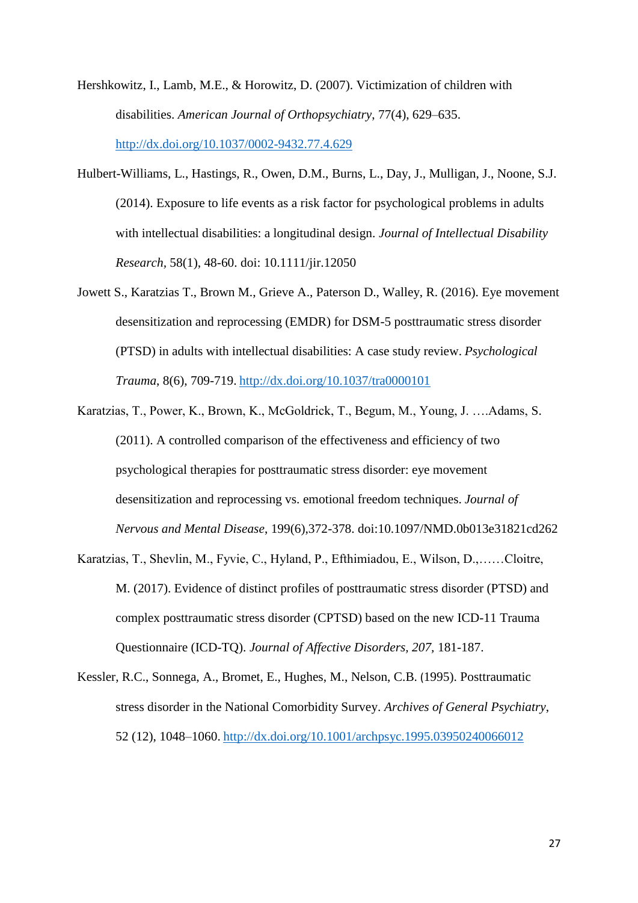Hershkowitz, I., Lamb, M.E., & Horowitz, D. (2007). Victimization of children with disabilities. *American Journal of Orthopsychiatry*, 77(4), 629–635. http://dx.doi.org/10.1037/0002-9432.77.4.629

Hulbert-Williams, L., Hastings, R., Owen, D.M., Burns, L., Day, J., Mulligan, J., Noone, S.J. (2014). Exposure to life events as a risk factor for psychological problems in adults with intellectual disabilities: a longitudinal design. *Journal of Intellectual Disability Research,* 58(1), 48-60. doi: 10.1111/jir.12050

Jowett S., Karatzias T., Brown M., Grieve A., Paterson D., Walley, R. (2016). Eye movement desensitization and reprocessing (EMDR) for DSM-5 posttraumatic stress disorder (PTSD) in adults with intellectual disabilities: A case study review. *Psychological Trauma*, 8(6), 709-719. http://dx.doi.org/10.1037/tra0000101

Karatzias, T., Power, K., Brown, K., McGoldrick, T., Begum, M., Young, J. ….Adams, S. (2011). A controlled comparison of the effectiveness and efficiency of two psychological therapies for posttraumatic stress disorder: eye movement desensitization and reprocessing vs. emotional freedom techniques. *Journal of Nervous and Mental Disease*, 199(6),372-378. doi:10.1097/NMD.0b013e31821cd262

Karatzias, T., Shevlin, M., Fyvie, C., Hyland, P., Efthimiadou, E., Wilson, D.,……Cloitre, M. (2017). Evidence of distinct profiles of posttraumatic stress disorder (PTSD) and complex posttraumatic stress disorder (CPTSD) based on the new ICD-11 Trauma Questionnaire (ICD-TQ). *Journal of Affective Disorders, 207*, 181-187.

Kessler, R.C., Sonnega, A., Bromet, E., Hughes, M., Nelson, C.B. (1995). Posttraumatic stress disorder in the National Comorbidity Survey. *Archives of General Psychiatry*, 52 (12), 1048–1060. http://dx.doi.org/10.1001/archpsyc.1995.03950240066012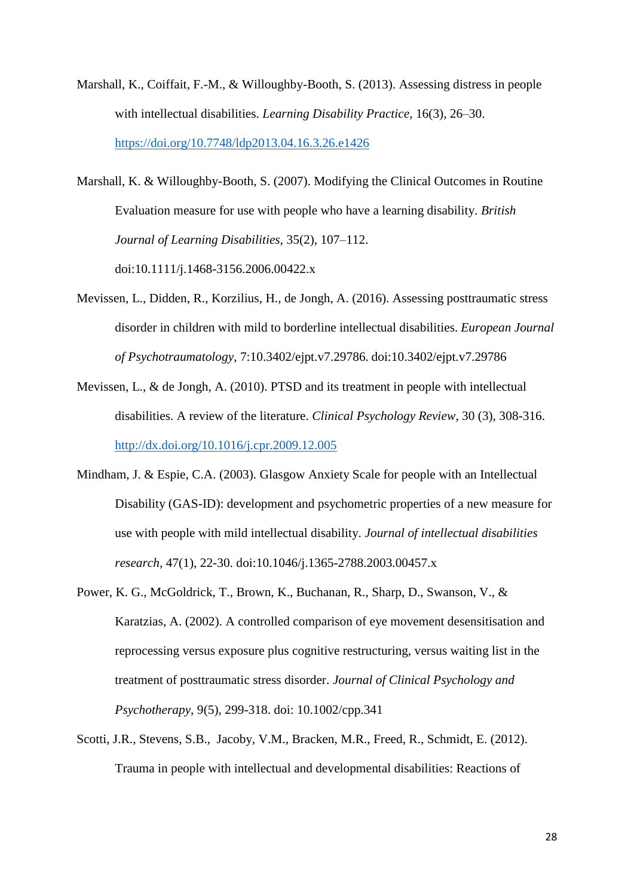Marshall, K., Coiffait, F.-M., & Willoughby-Booth, S. (2013). Assessing distress in people with intellectual disabilities. *Learning Disability Practice*, 16(3), 26–30. https://doi.org/10.7748/ldp2013.04.16.3.26.e1426

Marshall, K. & Willoughby-Booth, S. (2007). Modifying the Clinical Outcomes in Routine Evaluation measure for use with people who have a learning disability. *British Journal of Learning Disabilities*, 35(2), 107–112. doi:10.1111/j.1468-3156.2006.00422.x

Mevissen, L., Didden, R., Korzilius, H., de Jongh, A. (2016). Assessing posttraumatic stress disorder in children with mild to borderline intellectual disabilities. *European Journal of Psychotraumatology*, 7:10.3402/ejpt.v7.29786. doi:10.3402/ejpt.v7.29786

Mevissen, L., & de Jongh, A. (2010). PTSD and its treatment in people with intellectual disabilities. A review of the literature. *Clinical Psychology Review*, 30 (3), 308-316. http://dx.doi.org/10.1016/j.cpr.2009.12.005

Mindham, J. & Espie, C.A. (2003). Glasgow Anxiety Scale for people with an Intellectual Disability (GAS-ID): development and psychometric properties of a new measure for use with people with mild intellectual disability. *Journal of intellectual disabilities research*, 47(1), 22-30. doi:10.1046/j.1365-2788.2003.00457.x

Power, K. G., McGoldrick, T., Brown, K., Buchanan, R., Sharp, D., Swanson, V., & Karatzias, A. (2002). A controlled comparison of eye movement desensitisation and reprocessing versus exposure plus cognitive restructuring, versus waiting list in the treatment of posttraumatic stress disorder. *Journal of Clinical Psychology and Psychotherapy*, 9(5), 299-318. doi: 10.1002/cpp.341

Scotti, J.R., Stevens, S.B., Jacoby, V.M., Bracken, M.R., Freed, R., Schmidt, E. (2012). Trauma in people with intellectual and developmental disabilities: Reactions of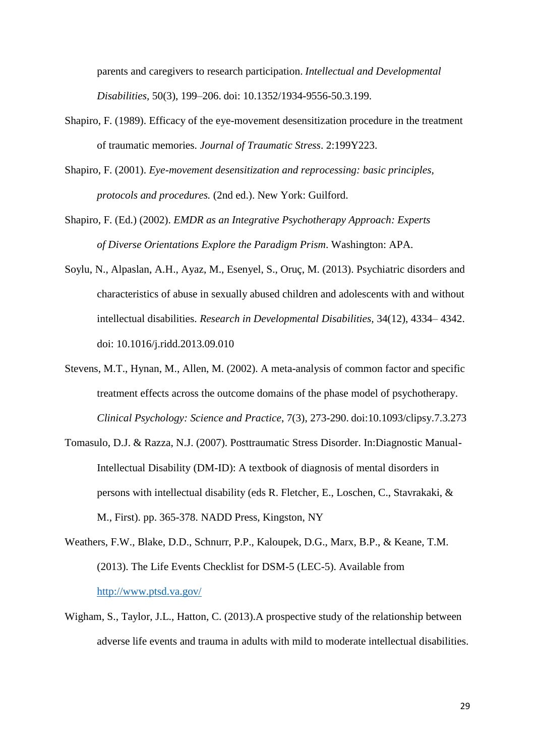parents and caregivers to research participation. *Intellectual and Developmental Disabilities*, 50(3), 199–206. doi: 10.1352/1934-9556-50.3.199.

Shapiro, F. (1989). Efficacy of the eye-movement desensitization procedure in the treatment of traumatic memories. *Journal of Traumatic Stress*. 2:199Y223.

Shapiro, F. (2001). *Eye-movement desensitization and reprocessing: basic principles, protocols and procedures.* (2nd ed.). New York: Guilford.

Shapiro, F. (Ed.) (2002). *EMDR as an Integrative Psychotherapy Approach: Experts of Diverse Orientations Explore the Paradigm Prism*. Washington: APA.

Soylu, N., Alpaslan, A.H., Ayaz, M., Esenyel, S., Oruç, M. (2013). Psychiatric disorders and characteristics of abuse in sexually abused children and adolescents with and without intellectual disabilities. *Research in Developmental Disabilities*, 34(12), 4334– 4342. doi: 10.1016/j.ridd.2013.09.010

Stevens, M.T., Hynan, M., Allen, M. (2002). A meta-analysis of common factor and specific treatment effects across the outcome domains of the phase model of psychotherapy. *Clinical Psychology: Science and Practice*, 7(3), 273-290. doi:10.1093/clipsy.7.3.273

Tomasulo, D.J. & Razza, N.J. (2007). Posttraumatic Stress Disorder. In:Diagnostic Manual-Intellectual Disability (DM-ID): A textbook of diagnosis of mental disorders in persons with intellectual disability (eds R. Fletcher, E., Loschen, C., Stavrakaki, & M., First). pp. 365-378. NADD Press, Kingston, NY

Weathers, F.W., Blake, D.D., Schnurr, P.P., Kaloupek, D.G., Marx, B.P., & Keane, T.M. (2013). The Life Events Checklist for DSM-5 (LEC-5). Available from http://www.ptsd.va.gov/

Wigham, S., Taylor, J.L., Hatton, C. (2013).A prospective study of the relationship between adverse life events and trauma in adults with mild to moderate intellectual disabilities.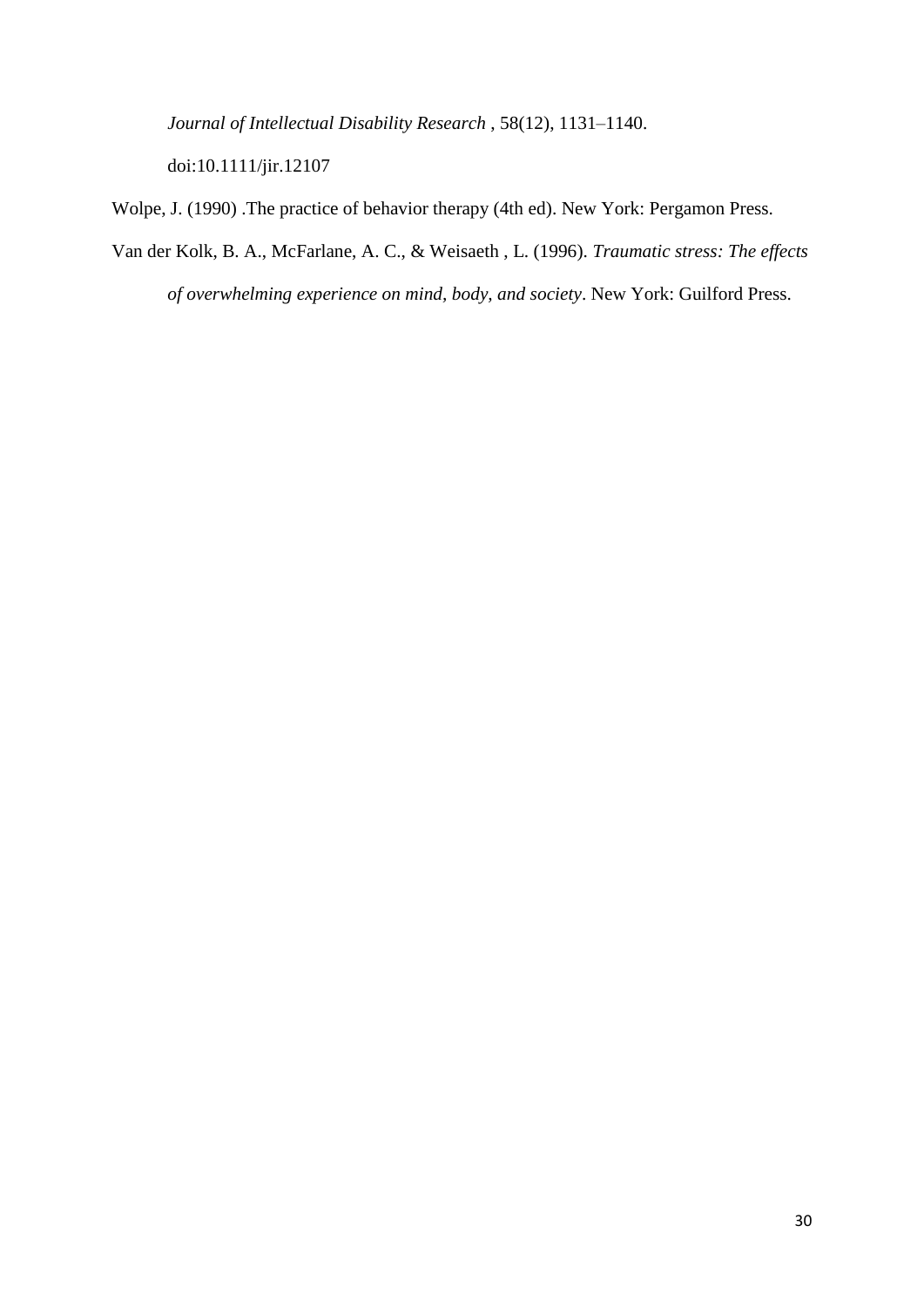*Journal of Intellectual Disability Research* , 58(12), 1131–1140. doi:10.1111/jir.12107

Wolpe, J. (1990) .The practice of behavior therapy (4th ed). New York: Pergamon Press.

Van der Kolk, B. A., McFarlane, A. C., & Weisaeth , L. (1996). *Traumatic stress: The effects of overwhelming experience on mind, body, and society*. New York: Guilford Press.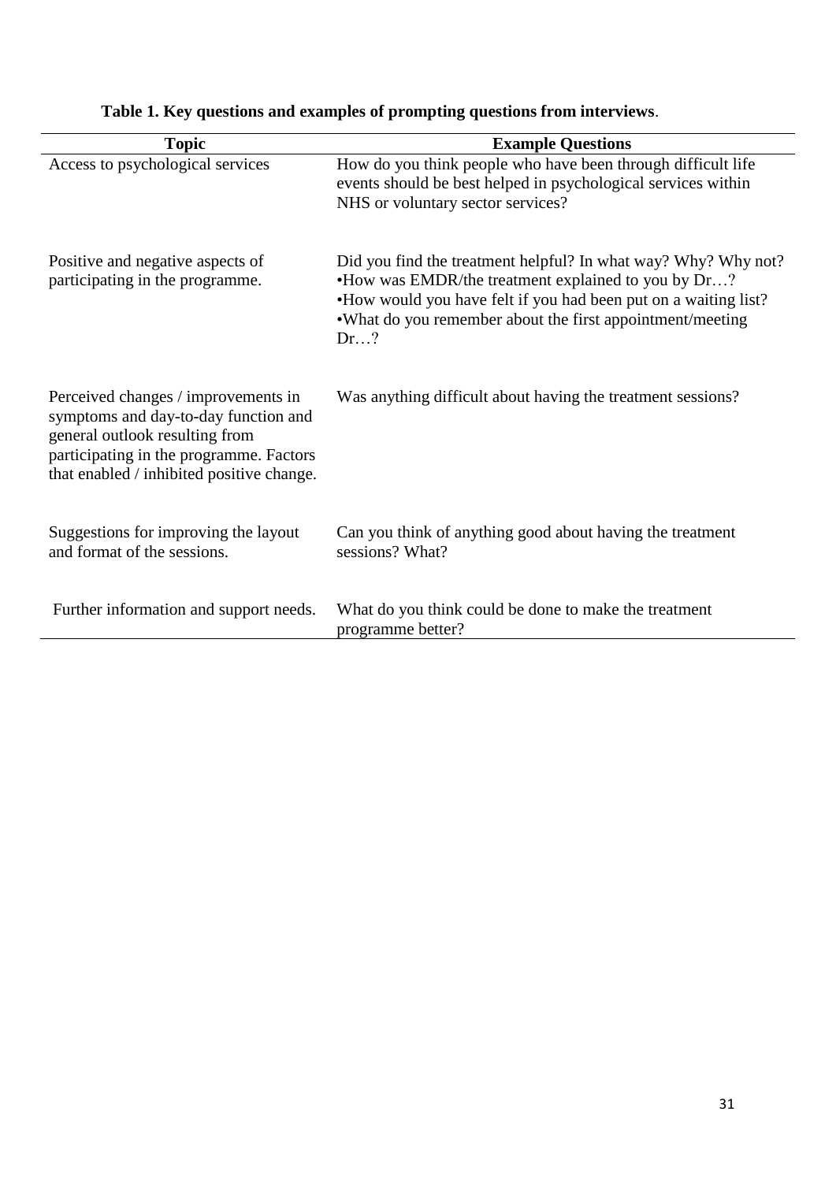**Table 1. Key questions and examples of prompting questions from interviews**.

| Topic | Example Questions |
| --- | --- |
| Access to psychological services | How do you think people who have been through difficult life events should be best helped in psychological services within NHS or voluntary sector services? |
| Positive and negative aspects of participating in the programme. | Did you find the treatment helpful? In what way? Why? Why not? •How was EMDR/the treatment explained to you by Dr…? •How would you have felt if you had been put on a waiting list? •What do you remember about the first appointment/meeting Dr…? |
| Perceived changes / improvements in symptoms and day-to-day function and general outlook resulting from participating in the programme. Factors that enabled / inhibited positive change. | Was anything difficult about having the treatment sessions? |
| Suggestions for improving the layout and format of the sessions. | Can you think of anything good about having the treatment sessions? What? |
| Further information and support needs. | What do you think could be done to make the treatment programme better? |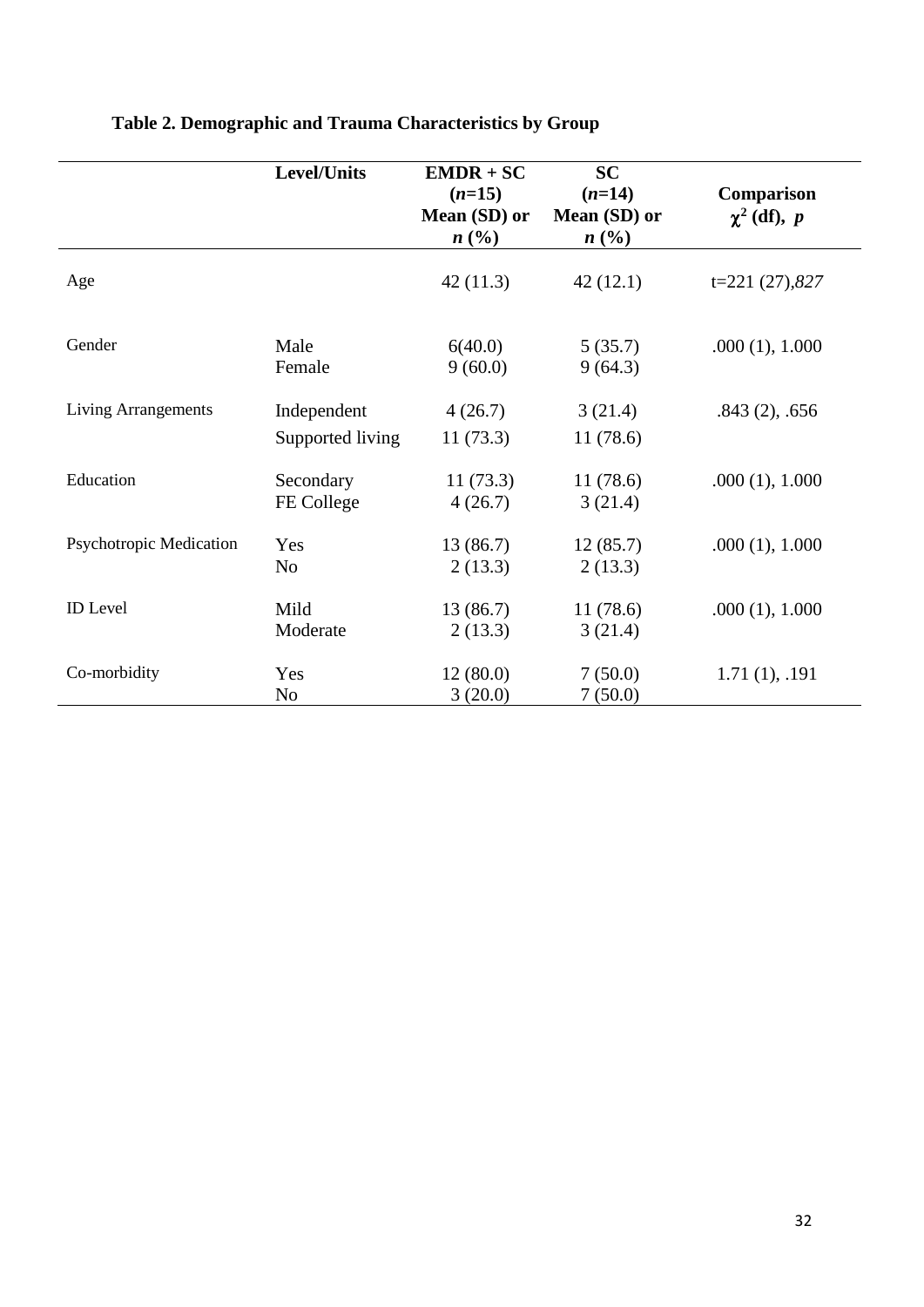**Table 2. Demographic and Trauma Characteristics by Group**

| | Level/Units | **EMDR + SC (*n*=15) Mean (SD) or *n* (%)** | **SC (*n*=14) Mean (SD) or *n* (%)** | **Comparison $\chi^2$ (df), *p*** |
|---|---|---|---|---|
| Age | | 42 (11.3) | 42 (12.1) | t=221 (27),*827* |
| Gender | Male | 6(40.0) | 5 (35.7) | .000 (1), 1.000 |
| | Female | 9 (60.0) | 9 (64.3) | |
| Living Arrangements | Independent | 4 (26.7) | 3 (21.4) | .843 (2), .656 |
| | Supported living | 11 (73.3) | 11 (78.6) | |
| Education | Secondary | 11 (73.3) | 11 (78.6) | .000 (1), 1.000 |
| | FE College | 4 (26.7) | 3 (21.4) | |
| Psychotropic Medication | Yes | 13 (86.7) | 12 (85.7) | .000 (1), 1.000 |
| | No | 2 (13.3) | 2 (13.3) | |
| ID Level | Mild | 13 (86.7) | 11 (78.6) | .000 (1), 1.000 |
| | Moderate | 2 (13.3) | 3 (21.4) | |
| Co-morbidity | Yes | 12 (80.0) | 7 (50.0) | 1.71 (1), .191 |
| | No | 3 (20.0) | 7 (50.0) | |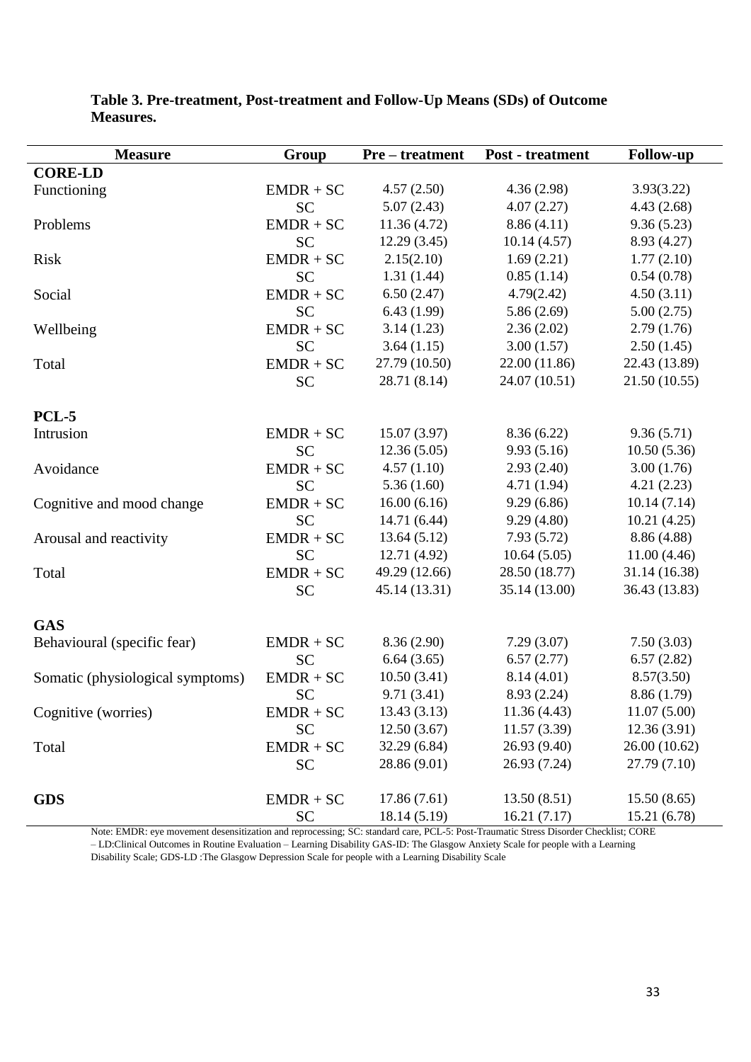**Table 3. Pre-treatment, Post-treatment and Follow-Up Means (SDs) of Outcome Measures.**

| Measure | Group | Pre – treatment | Post - treatment | Follow-up |
|---|---|---|---|---|
| **CORE-LD** | | | | |
| Functioning | EMDR + SC | 4.57 (2.50) | 4.36 (2.98) | 3.93(3.22) |
| | SC | 5.07 (2.43) | 4.07 (2.27) | 4.43 (2.68) |
| Problems | EMDR + SC | 11.36 (4.72) | 8.86 (4.11) | 9.36 (5.23) |
| | SC | 12.29 (3.45) | 10.14 (4.57) | 8.93 (4.27) |
| Risk | EMDR + SC | 2.15(2.10) | 1.69 (2.21) | 1.77 (2.10) |
| | SC | 1.31 (1.44) | 0.85 (1.14) | 0.54 (0.78) |
| Social | EMDR + SC | 6.50 (2.47) | 4.79(2.42) | 4.50 (3.11) |
| | SC | 6.43 (1.99) | 5.86 (2.69) | 5.00 (2.75) |
| Wellbeing | EMDR + SC | 3.14 (1.23) | 2.36 (2.02) | 2.79 (1.76) |
| | SC | 3.64 (1.15) | 3.00 (1.57) | 2.50 (1.45) |
| Total | EMDR + SC | 27.79 (10.50) | 22.00 (11.86) | 22.43 (13.89) |
| | SC | 28.71 (8.14) | 24.07 (10.51) | 21.50 (10.55) |
| **PCL-5** | | | | |
| Intrusion | EMDR + SC | 15.07 (3.97) | 8.36 (6.22) | 9.36 (5.71) |
| | SC | 12.36 (5.05) | 9.93 (5.16) | 10.50 (5.36) |
| Avoidance | EMDR + SC | 4.57 (1.10) | 2.93 (2.40) | 3.00 (1.76) |
| | SC | 5.36 (1.60) | 4.71 (1.94) | 4.21 (2.23) |
| Cognitive and mood change | EMDR + SC | 16.00 (6.16) | 9.29 (6.86) | 10.14 (7.14) |
| | SC | 14.71 (6.44) | 9.29 (4.80) | 10.21 (4.25) |
| Arousal and reactivity | EMDR + SC | 13.64 (5.12) | 7.93 (5.72) | 8.86 (4.88) |
| | SC | 12.71 (4.92) | 10.64 (5.05) | 11.00 (4.46) |
| Total | EMDR + SC | 49.29 (12.66) | 28.50 (18.77) | 31.14 (16.38) |
| | SC | 45.14 (13.31) | 35.14 (13.00) | 36.43 (13.83) |
| **GAS** | | | | |
| Behavioural (specific fear) | EMDR + SC | 8.36 (2.90) | 7.29 (3.07) | 7.50 (3.03) |
| | SC | 6.64 (3.65) | 6.57 (2.77) | 6.57 (2.82) |
| Somatic (physiological symptoms) | EMDR + SC | 10.50 (3.41) | 8.14 (4.01) | 8.57(3.50) |
| | SC | 9.71 (3.41) | 8.93 (2.24) | 8.86 (1.79) |
| Cognitive (worries) | EMDR + SC | 13.43 (3.13) | 11.36 (4.43) | 11.07 (5.00) |
| | SC | 12.50 (3.67) | 11.57 (3.39) | 12.36 (3.91) |
| Total | EMDR + SC | 32.29 (6.84) | 26.93 (9.40) | 26.00 (10.62) |
| | SC | 28.86 (9.01) | 26.93 (7.24) | 27.79 (7.10) |
| **GDS** | EMDR + SC | 17.86 (7.61) | 13.50 (8.51) | 15.50 (8.65) |
| | SC | 18.14 (5.19) | 16.21 (7.17) | 15.21 (6.78) |

Note: EMDR: eye movement desensitization and reprocessing; SC: standard care, PCL-5: Post-Traumatic Stress Disorder Checklist; CORE – LD:Clinical Outcomes in Routine Evaluation – Learning Disability GAS-ID: The Glasgow Anxiety Scale for people with a Learning Disability Scale; GDS-LD :The Glasgow Depression Scale for people with a Learning Disability Scale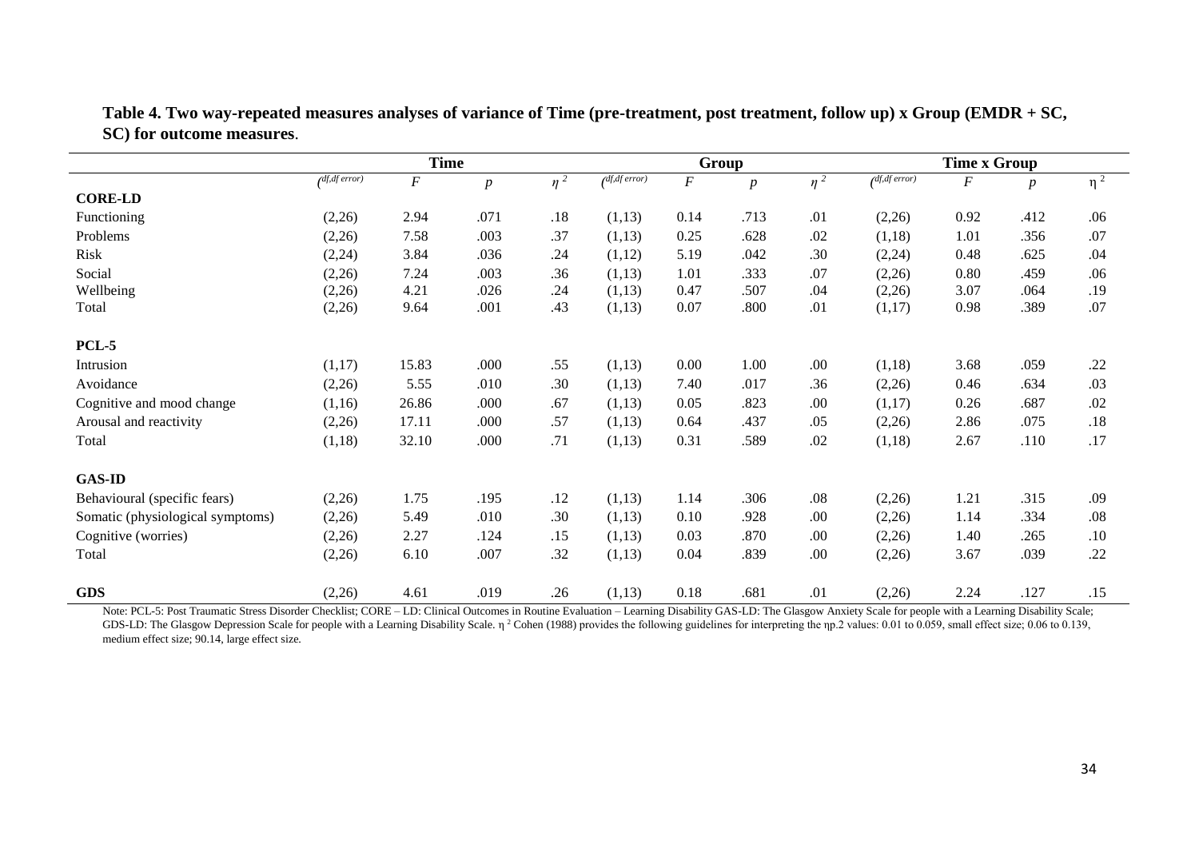**Table 4. Two way-repeated measures analyses of variance of Time (pre-treatment, post treatment, follow up) x Group (EMDR + SC, SC) for outcome measures**.

| | Time | | | | Group | | | | Time x Group | | | |
|---|---|---|---|---|---|---|---|---|---|---|---|---|
| | (df,df error) | $F$ | $p$ | $\eta^2$ | (df,df error) | $F$ | $p$ | $\eta^2$ | (df,df error) | $F$ | $p$ | $\eta^2$ |
| **CORE-LD** | | | | | | | | | | | | |
| Functioning | (2,26) | 2.94 | .071 | .18 | (1,13) | 0.14 | .713 | .01 | (2,26) | 0.92 | .412 | .06 |
| Problems | (2,26) | 7.58 | .003 | .37 | (1,13) | 0.25 | .628 | .02 | (1,18) | 1.01 | .356 | .07 |
| Risk | (2,24) | 3.84 | .036 | .24 | (1,12) | 5.19 | .042 | .30 | (2,24) | 0.48 | .625 | .04 |
| Social | (2,26) | 7.24 | .003 | .36 | (1,13) | 1.01 | .333 | .07 | (2,26) | 0.80 | .459 | .06 |
| Wellbeing | (2,26) | 4.21 | .026 | .24 | (1,13) | 0.47 | .507 | .04 | (2,26) | 3.07 | .064 | .19 |
| Total | (2,26) | 9.64 | .001 | .43 | (1,13) | 0.07 | .800 | .01 | (1,17) | 0.98 | .389 | .07 |
| **PCL-5** | | | | | | | | | | | | |
| Intrusion | (1,17) | 15.83 | .000 | .55 | (1,13) | 0.00 | 1.00 | .00 | (1,18) | 3.68 | .059 | .22 |
| Avoidance | (2,26) | 5.55 | .010 | .30 | (1,13) | 7.40 | .017 | .36 | (2,26) | 0.46 | .634 | .03 |
| Cognitive and mood change | (1,16) | 26.86 | .000 | .67 | (1,13) | 0.05 | .823 | .00 | (1,17) | 0.26 | .687 | .02 |
| Arousal and reactivity | (2,26) | 17.11 | .000 | .57 | (1,13) | 0.64 | .437 | .05 | (2,26) | 2.86 | .075 | .18 |
| Total | (1,18) | 32.10 | .000 | .71 | (1,13) | 0.31 | .589 | .02 | (1,18) | 2.67 | .110 | .17 |
| **GAS-ID** | | | | | | | | | | | | |
| Behavioural (specific fears) | (2,26) | 1.75 | .195 | .12 | (1,13) | 1.14 | .306 | .08 | (2,26) | 1.21 | .315 | .09 |
| Somatic (physiological symptoms) | (2,26) | 5.49 | .010 | .30 | (1,13) | 0.10 | .928 | .00 | (2,26) | 1.14 | .334 | .08 |
| Cognitive (worries) | (2,26) | 2.27 | .124 | .15 | (1,13) | 0.03 | .870 | .00 | (2,26) | 1.40 | .265 | .10 |
| Total | (2,26) | 6.10 | .007 | .32 | (1,13) | 0.04 | .839 | .00 | (2,26) | 3.67 | .039 | .22 |
| **GDS** | (2,26) | 4.61 | .019 | .26 | (1,13) | 0.18 | .681 | .01 | (2,26) | 2.24 | .127 | .15 |

Note: PCL-5: Post Traumatic Stress Disorder Checklist; CORE – LD: Clinical Outcomes in Routine Evaluation – Learning Disability GAS-LD: The Glasgow Anxiety Scale for people with a Learning Disability Scale; GDS-LD: The Glasgow Depression Scale for people with a Learning Disability Scale. $\eta^2$ Cohen (1988) provides the following guidelines for interpreting the ηp.2 values: 0.01 to 0.059, small effect size; 0.06 to 0.139, medium effect size; 90.14, large effect size.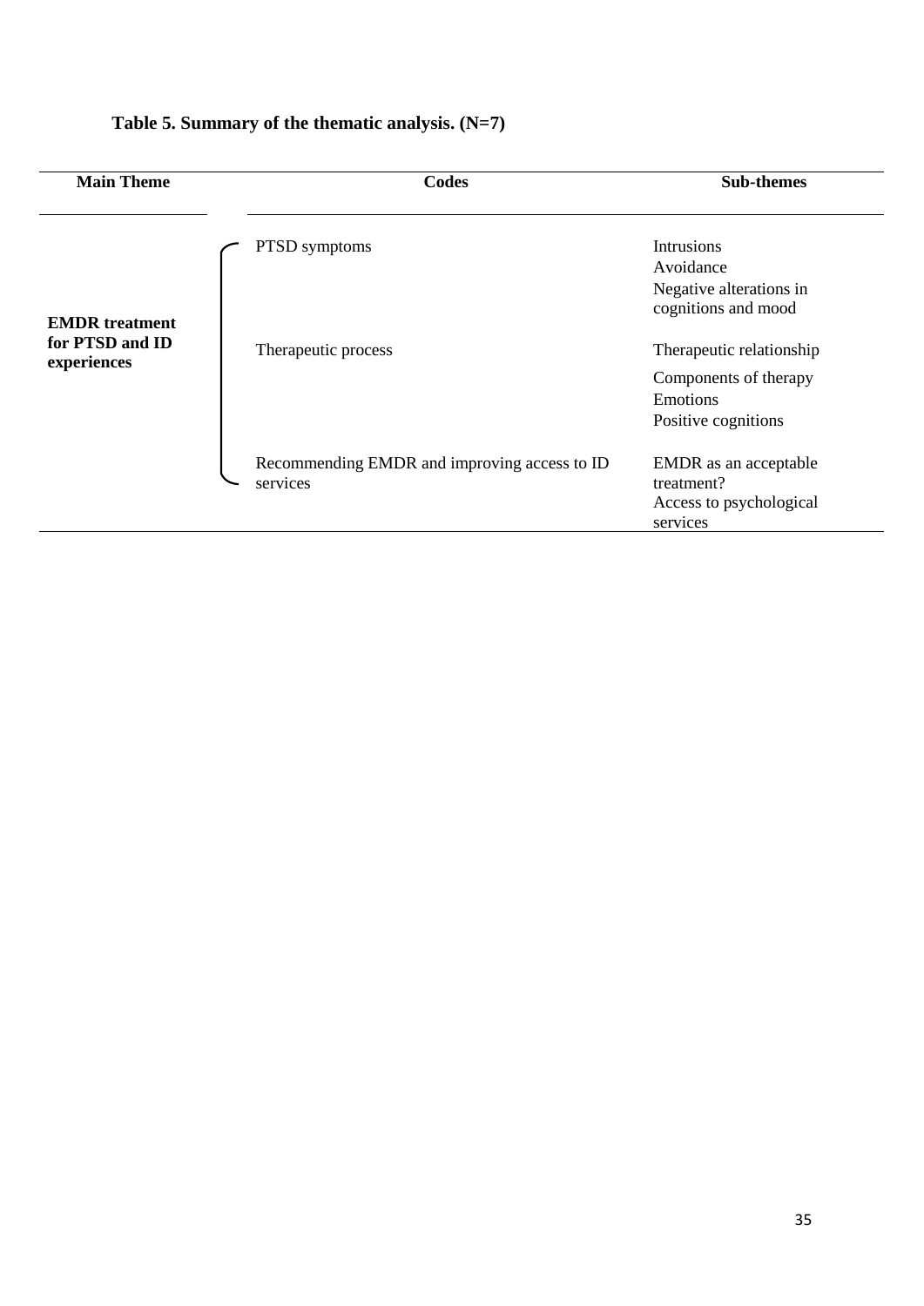**Table 5. Summary of the thematic analysis. (N=7)**

| Main Theme | Codes | Sub-themes |
|---|---|---|
| **EMDR treatment for PTSD and ID experiences** | PTSD symptoms | Intrusions<br>Avoidance<br>Negative alterations in cognitions and mood |
| | Therapeutic process | Therapeutic relationship<br>Components of therapy<br>Emotions<br>Positive cognitions |
| | Recommending EMDR and improving access to ID services | EMDR as an acceptable treatment?<br>Access to psychological services |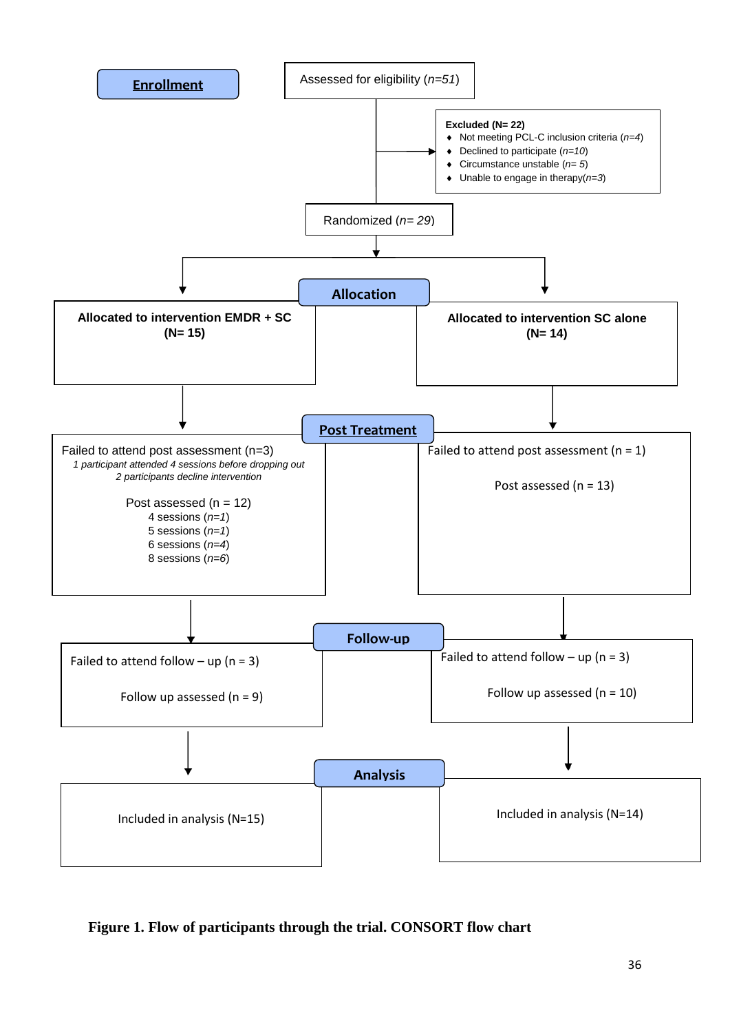**Enrollment**

Assessed for eligibility (*n=51*)

**Excluded (N= 22)**

- Not meeting PCL-C inclusion criteria (*n=4*)
- Declined to participate (*n=10*)
- Circumstance unstable (*n= 5*)
- Unable to engage in therapy(*n=3*)

Randomized (*n= 29*)

**Allocation**

**Allocated to intervention EMDR + SC (N= 15)**

**Allocated to intervention SC alone (N= 14)**

**Post Treatment**

Failed to attend post assessment (n=3)
*1 participant attended 4 sessions before dropping out*
*2 participants decline intervention*

Post assessed (n = 12)
4 sessions (*n=1*)
5 sessions (*n=1*)
6 sessions (*n=4*)
8 sessions (*n=6*)

Failed to attend post assessment (n = 1)

Post assessed (n = 13)

**Follow-up**

Failed to attend follow – up (n = 3)

Follow up assessed (n = 9)

Failed to attend follow – up (n = 3)

Follow up assessed (n = 10)

**Analysis**

Included in analysis (N=15)

Included in analysis (N=14)

**Figure 1. Flow of participants through the trial. CONSORT flow chart**